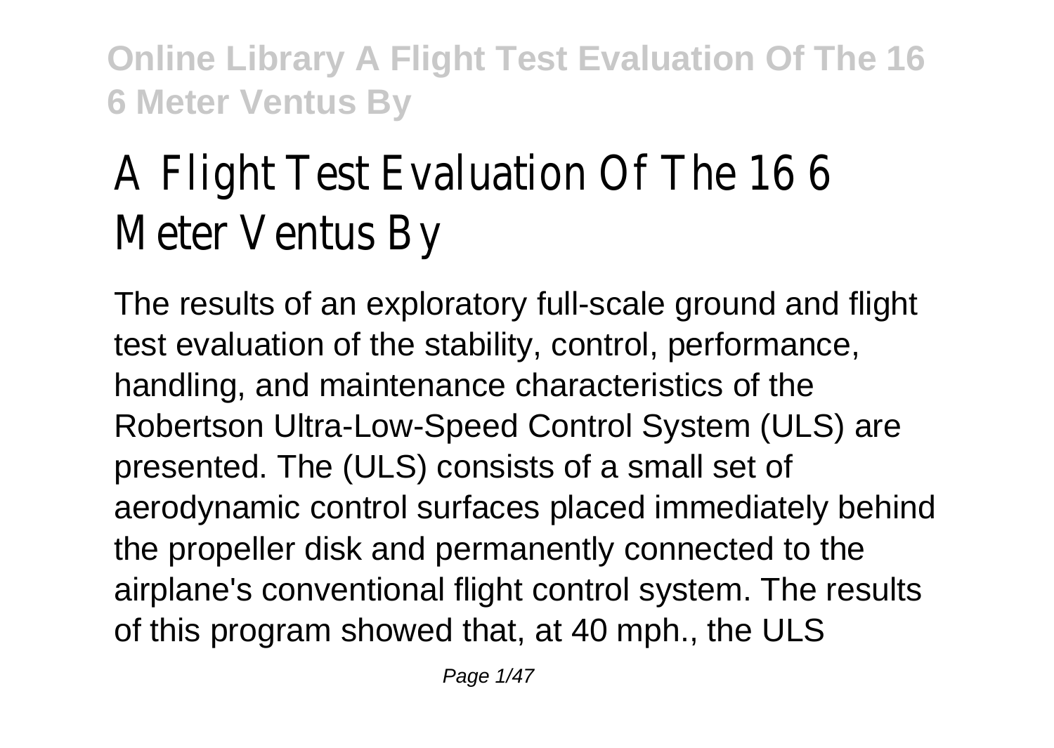# A Flight Test Evaluation Of The 16 6 Meter Ventus By

The results of an exploratory full-scale ground and flight test evaluation of the stability, control, performance, handling, and maintenance characteristics of the Robertson Ultra-Low-Speed Control System (ULS) are presented. The (ULS) consists of a small set of aerodynamic control surfaces placed immediately behind the propeller disk and permanently connected to the airplane's conventional flight control system. The results of this program showed that, at 40 mph., the ULS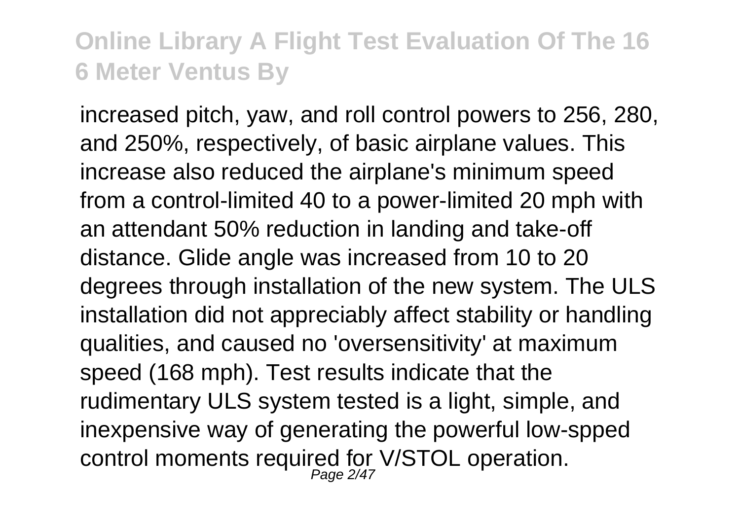increased pitch, yaw, and roll control powers to 256, 280, and 250%, respectively, of basic airplane values. This increase also reduced the airplane's minimum speed from a control-limited 40 to a power-limited 20 mph with an attendant 50% reduction in landing and take-off distance. Glide angle was increased from 10 to 20 degrees through installation of the new system. The ULS installation did not appreciably affect stability or handling qualities, and caused no 'oversensitivity' at maximum speed (168 mph). Test results indicate that the rudimentary ULS system tested is a light, simple, and inexpensive way of generating the powerful low-spped control moments required for V/STOL operation.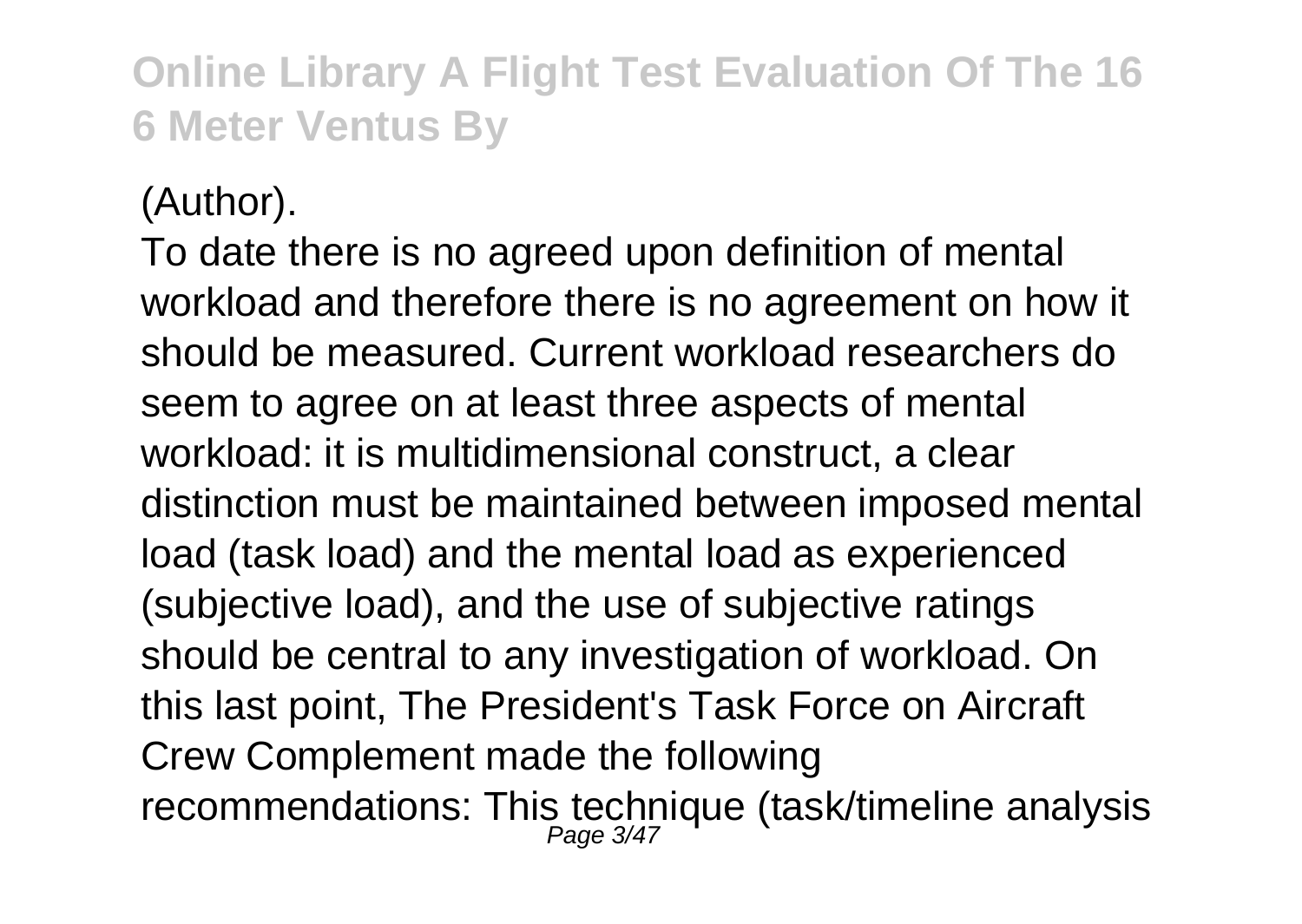(Author).

To date there is no agreed upon definition of mental workload and therefore there is no agreement on how it should be measured. Current workload researchers do seem to agree on at least three aspects of mental workload: it is multidimensional construct, a clear distinction must be maintained between imposed mental load (task load) and the mental load as experienced (subjective load), and the use of subjective ratings should be central to any investigation of workload. On this last point, The President's Task Force on Aircraft Crew Complement made the following recommendations: This technique (task/timeline analysis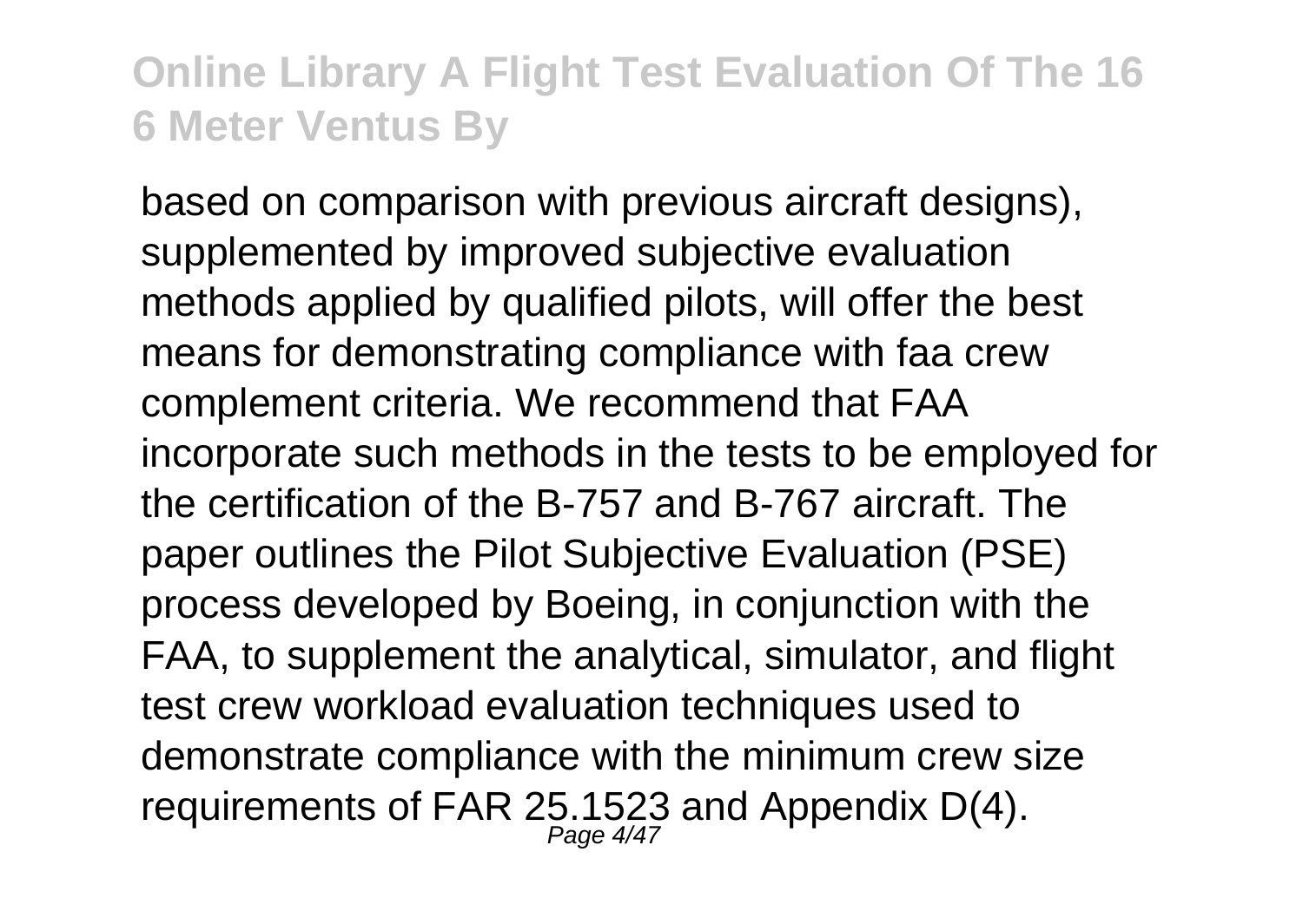based on comparison with previous aircraft designs), supplemented by improved subjective evaluation methods applied by qualified pilots, will offer the best means for demonstrating compliance with faa crew complement criteria. We recommend that FAA incorporate such methods in the tests to be employed for the certification of the B-757 and B-767 aircraft. The paper outlines the Pilot Subjective Evaluation (PSE) process developed by Boeing, in conjunction with the FAA, to supplement the analytical, simulator, and flight test crew workload evaluation techniques used to demonstrate compliance with the minimum crew size requirements of FAR 25.1523 and Appendix D(4).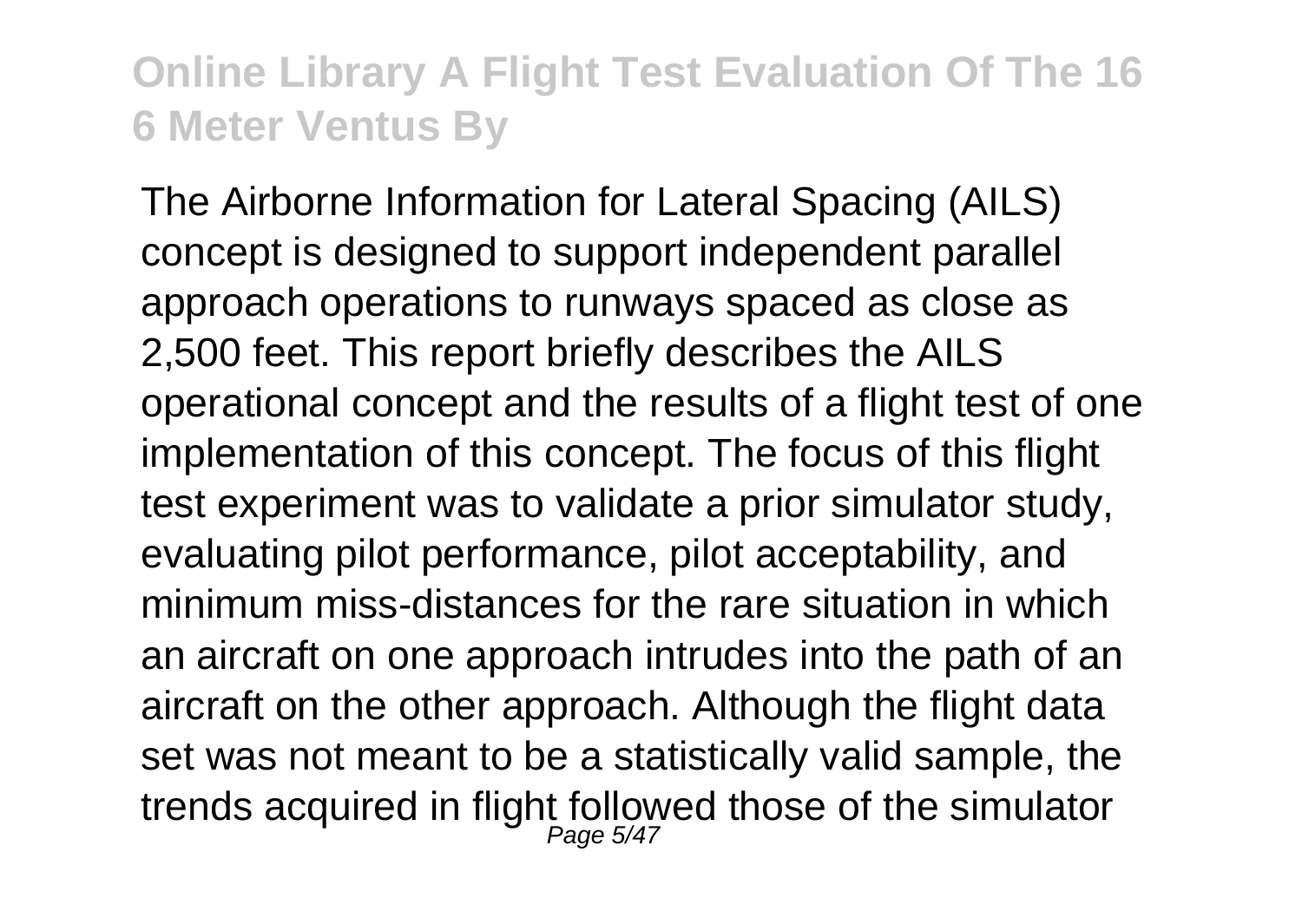The Airborne Information for Lateral Spacing (AILS) concept is designed to support independent parallel approach operations to runways spaced as close as 2,500 feet. This report briefly describes the AILS operational concept and the results of a flight test of one implementation of this concept. The focus of this flight test experiment was to validate a prior simulator study, evaluating pilot performance, pilot acceptability, and minimum miss-distances for the rare situation in which an aircraft on one approach intrudes into the path of an aircraft on the other approach. Although the flight data set was not meant to be a statistically valid sample, the trends acquired in flight followed those of the simulator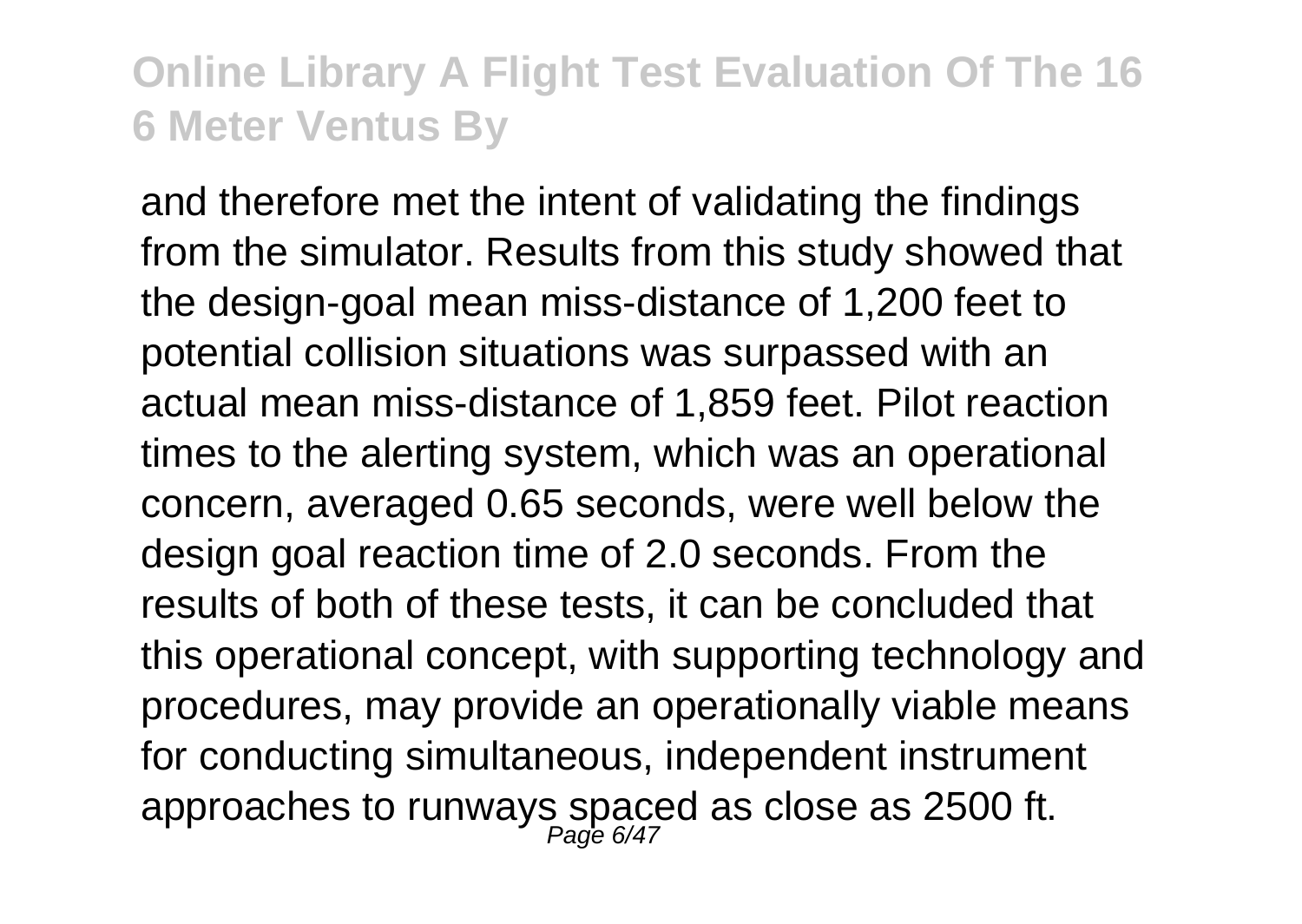and therefore met the intent of validating the findings from the simulator. Results from this study showed that the design-goal mean miss-distance of 1,200 feet to potential collision situations was surpassed with an actual mean miss-distance of 1,859 feet. Pilot reaction times to the alerting system, which was an operational concern, averaged 0.65 seconds, were well below the design goal reaction time of 2.0 seconds. From the results of both of these tests, it can be concluded that this operational concept, with supporting technology and procedures, may provide an operationally viable means for conducting simultaneous, independent instrument approaches to runways spaced as close as 2500 ft.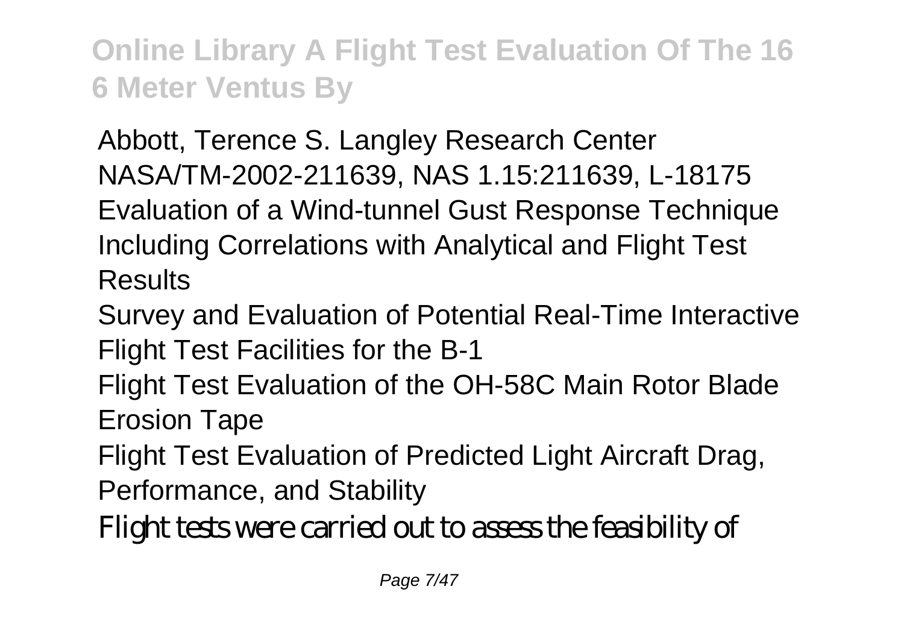Abbott, Terence S. Langley Research Center
NASA/TM-2002-211639, NAS 1.15:211639, L-18175
Evaluation of a Wind-tunnel Gust Response Technique Including Correlations with Analytical and Flight Test Results
Survey and Evaluation of Potential Real-Time Interactive Flight Test Facilities for the B-1
Flight Test Evaluation of the OH-58C Main Rotor Blade Erosion Tape
Flight Test Evaluation of Predicted Light Aircraft Drag, Performance, and Stability
Flight tests were carried out to assess the feasibility of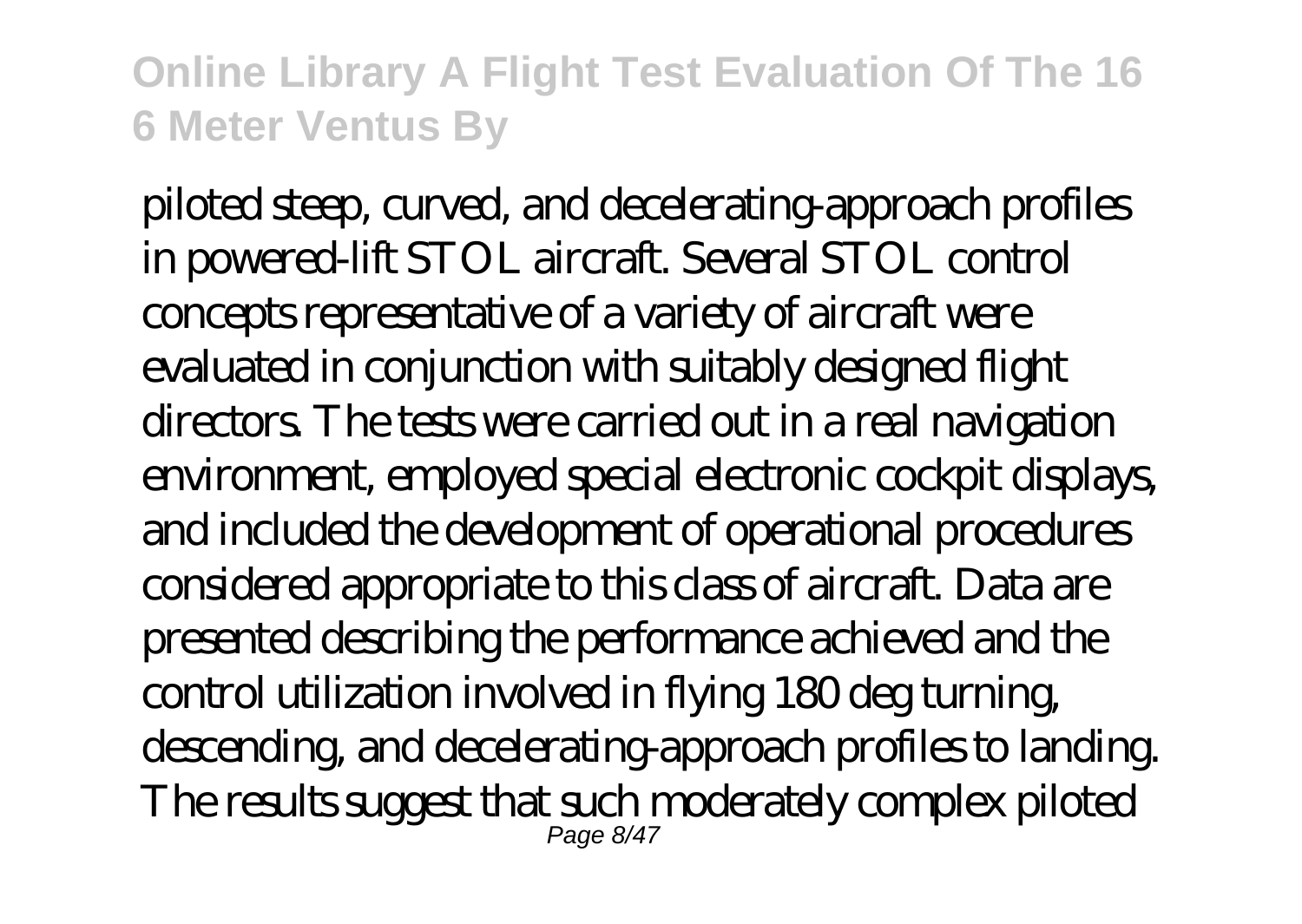piloted steep, curved, and decelerating-approach profiles in powered-lift STOL aircraft. Several STOL control concepts representative of a variety of aircraft were evaluated in conjunction with suitably designed flight directors. The tests were carried out in a real navigation environment, employed special electronic cockpit displays, and included the development of operational procedures considered appropriate to this class of aircraft. Data are presented describing the performance achieved and the control utilization involved in flying 180 deg turning, descending, and decelerating-approach profiles to landing. The results suggest that such moderately complex piloted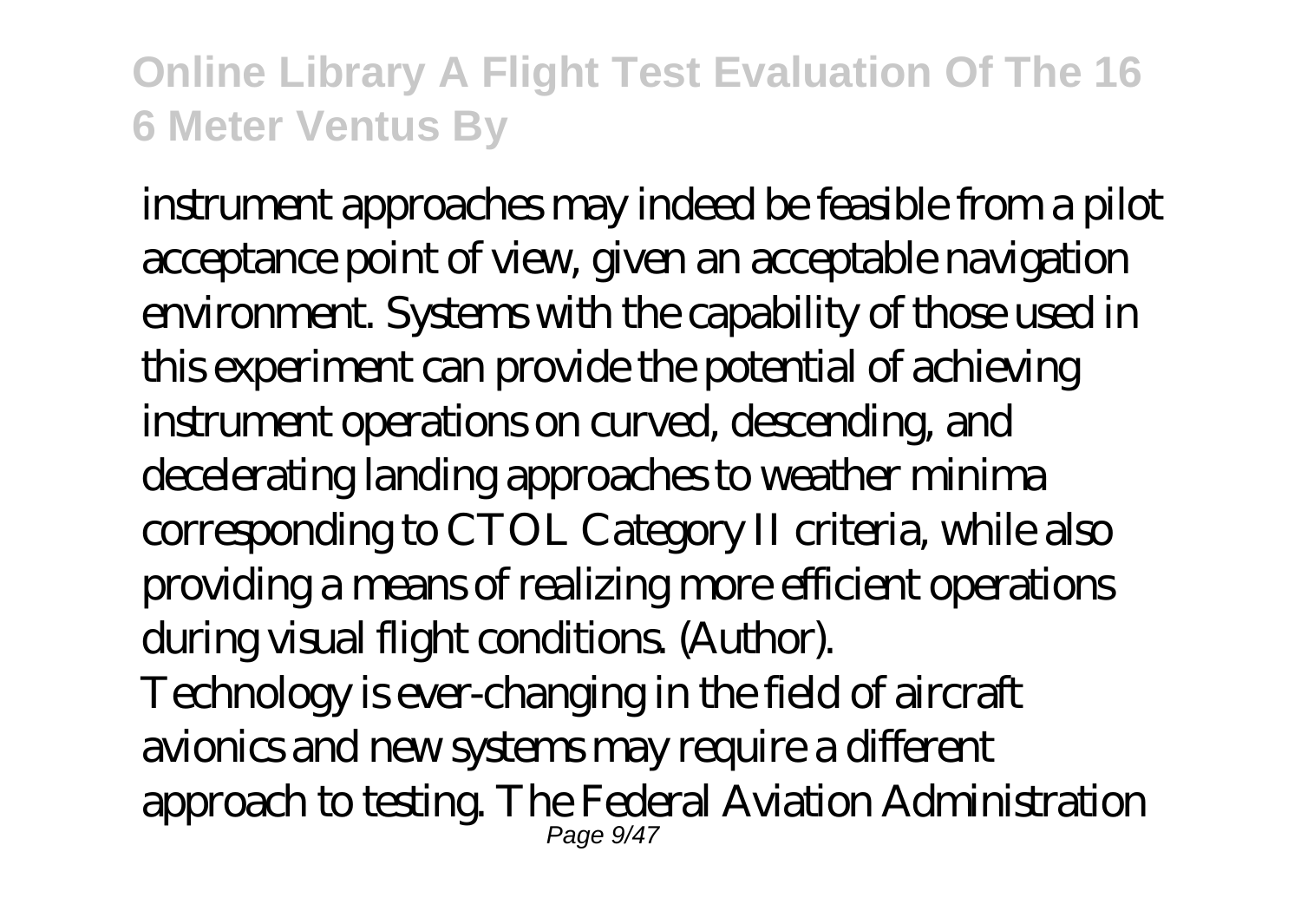instrument approaches may indeed be feasible from a pilot acceptance point of view, given an acceptable navigation environment. Systems with the capability of those used in this experiment can provide the potential of achieving instrument operations on curved, descending, and decelerating landing approaches to weather minima corresponding to CTOL Category II criteria, while also providing a means of realizing more efficient operations during visual flight conditions. (Author).

Technology is ever-changing in the field of aircraft avionics and new systems may require a different approach to testing. The Federal Aviation Administration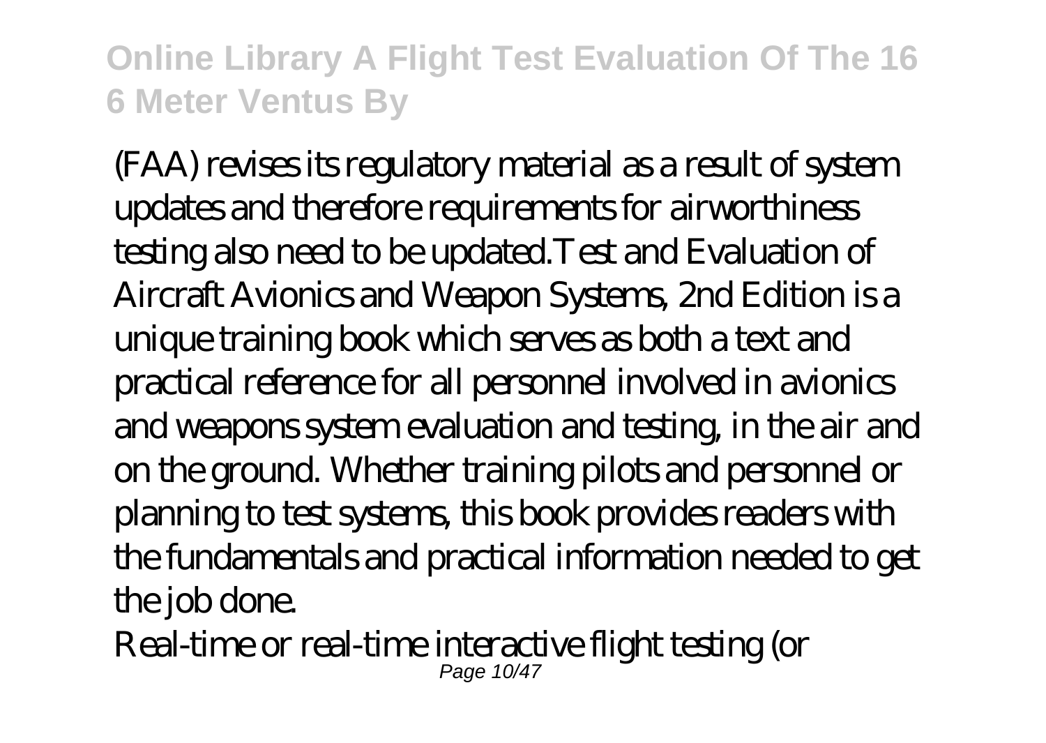(FAA) revises its regulatory material as a result of system updates and therefore requirements for airworthiness testing also need to be updated.Test and Evaluation of Aircraft Avionics and Weapon Systems, 2nd Edition is a unique training book which serves as both a text and practical reference for all personnel involved in avionics and weapons system evaluation and testing, in the air and on the ground. Whether training pilots and personnel or planning to test systems, this book provides readers with the fundamentals and practical information needed to get the job done.

Real-time or real-time interactive flight testing (or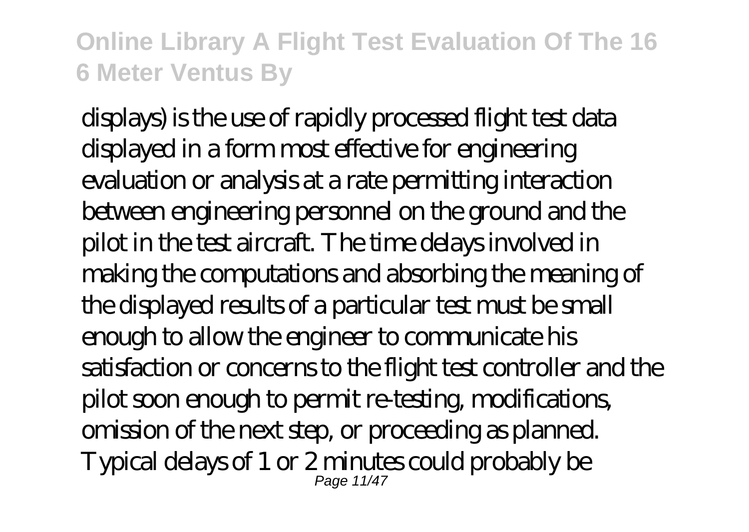displays) is the use of rapidly processed flight test data displayed in a form most effective for engineering evaluation or analysis at a rate permitting interaction between engineering personnel on the ground and the pilot in the test aircraft. The time delays involved in making the computations and absorbing the meaning of the displayed results of a particular test must be small enough to allow the engineer to communicate his satisfaction or concerns to the flight test controller and the pilot soon enough to permit re-testing, modifications, omission of the next step, or proceeding as planned. Typical delays of 1 or 2 minutes could probably be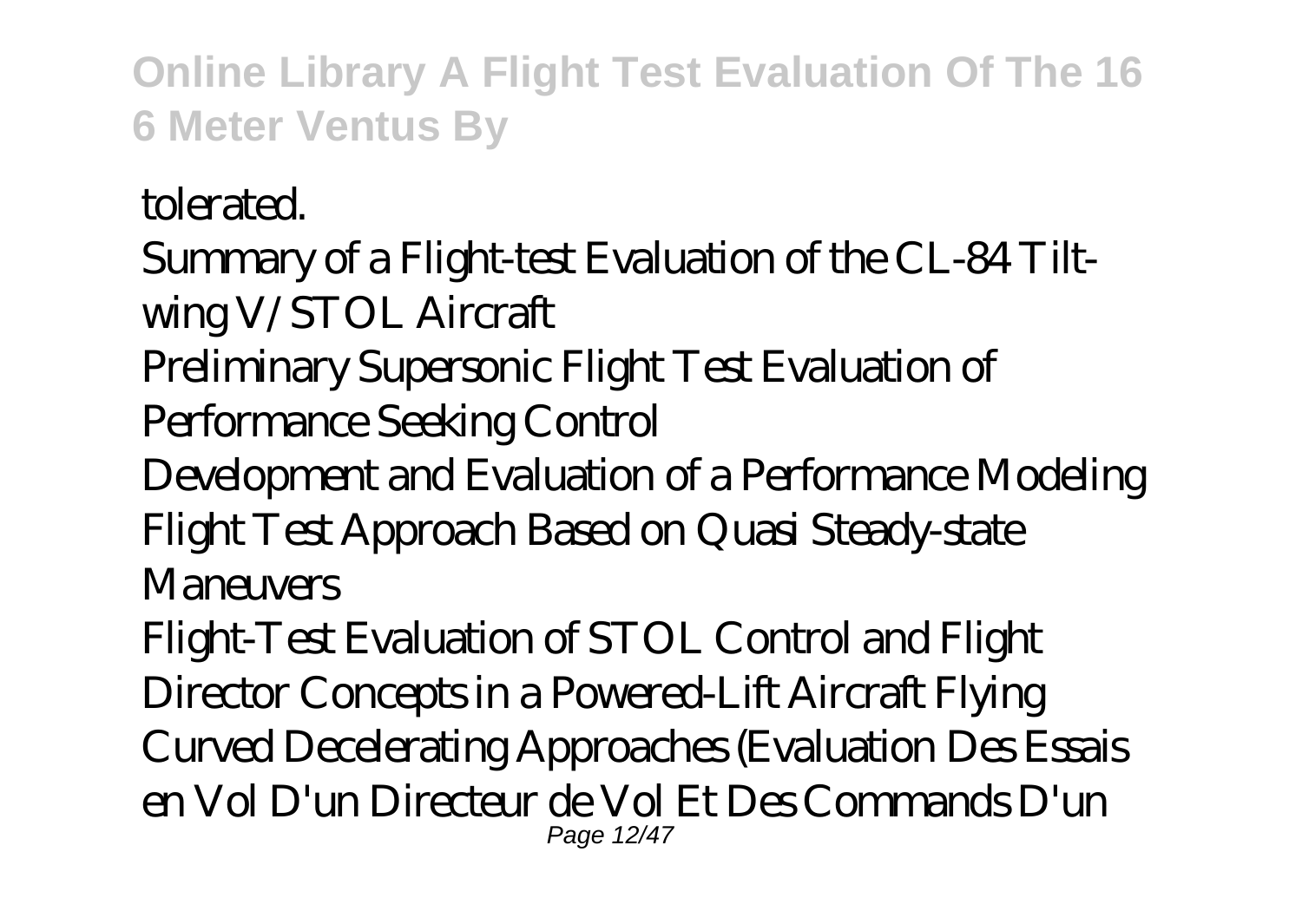tolerated.

Summary of a Flight-test Evaluation of the CL-84 Tilt-wing V/STOL Aircraft

Preliminary Supersonic Flight Test Evaluation of Performance Seeking Control

Development and Evaluation of a Performance Modeling Flight Test Approach Based on Quasi Steady-state Maneuvers

Flight-Test Evaluation of STOL Control and Flight Director Concepts in a Powered-Lift Aircraft Flying Curved Decelerating Approaches (Evaluation Des Essais en Vol D'un Directeur de Vol Et Des Commands D'un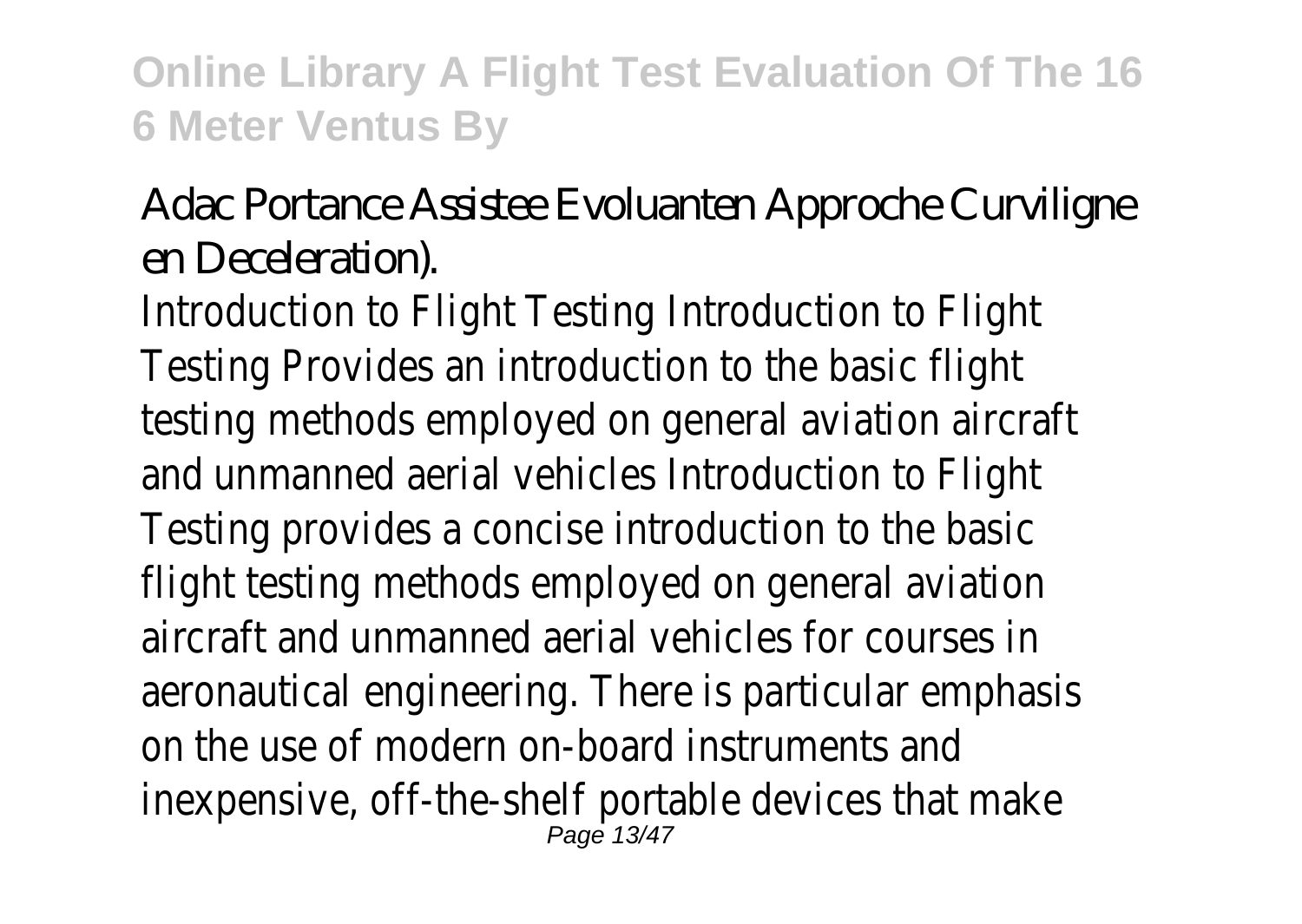Adac Portance Assistee Evoluanten Approche Curviligne en Deceleration).

Introduction to Flight Testing Introduction to Flight Testing Provides an introduction to the basic flight testing methods employed on general aviation aircraft and unmanned aerial vehicles Introduction to Flight Testing provides a concise introduction to the basic flight testing methods employed on general aviation aircraft and unmanned aerial vehicles for courses in aeronautical engineering. There is particular emphasis on the use of modern on-board instruments and inexpensive, off-the-shelf portable devices that make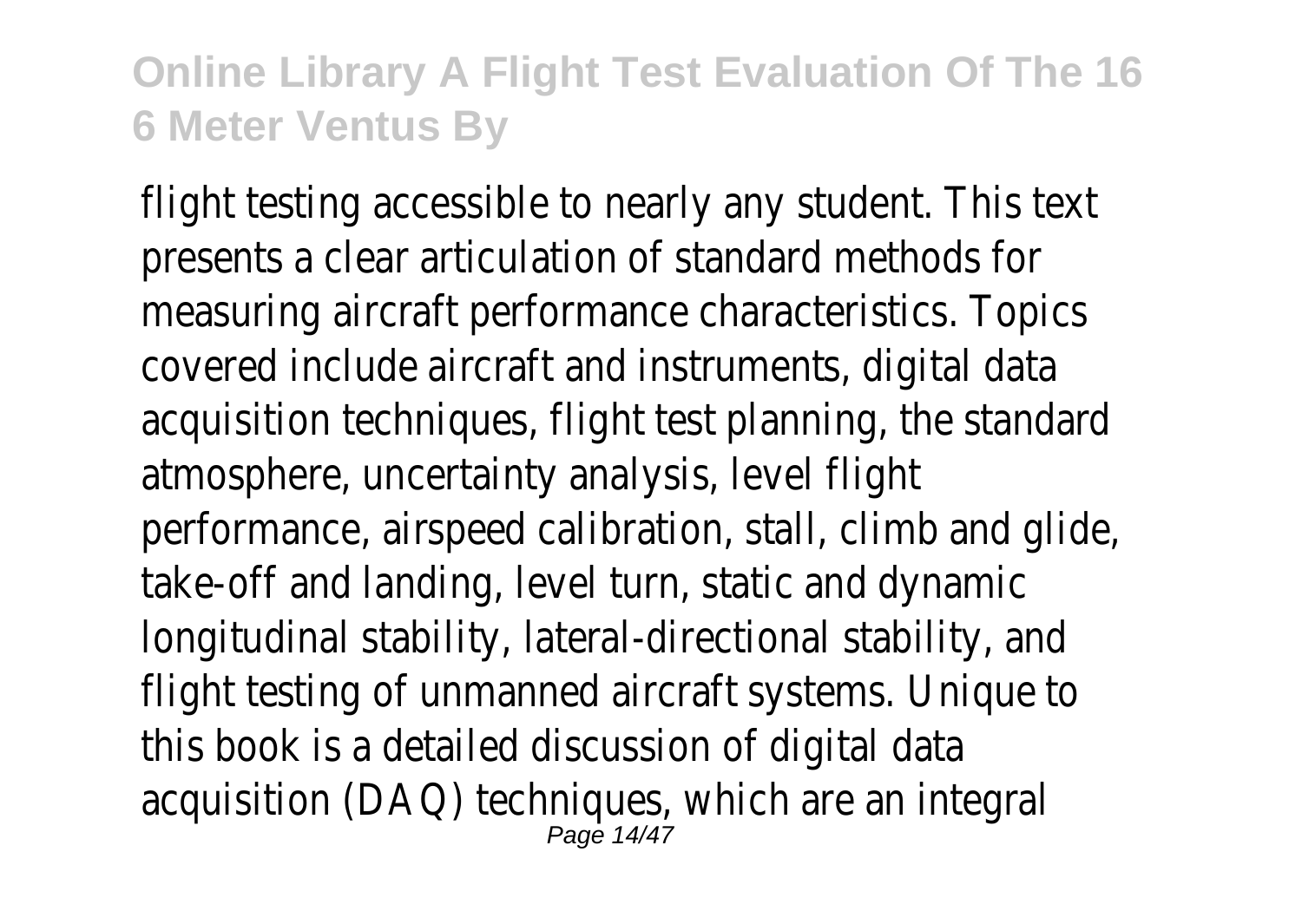flight testing accessible to nearly any student. This text presents a clear articulation of standard methods for measuring aircraft performance characteristics. Topics covered include aircraft and instruments, digital data acquisition techniques, flight test planning, the standard atmosphere, uncertainty analysis, level flight performance, airspeed calibration, stall, climb and glide, take-off and landing, level turn, static and dynamic longitudinal stability, lateral-directional stability, and flight testing of unmanned aircraft systems. Unique to this book is a detailed discussion of digital data acquisition (DAQ) techniques, which are an integral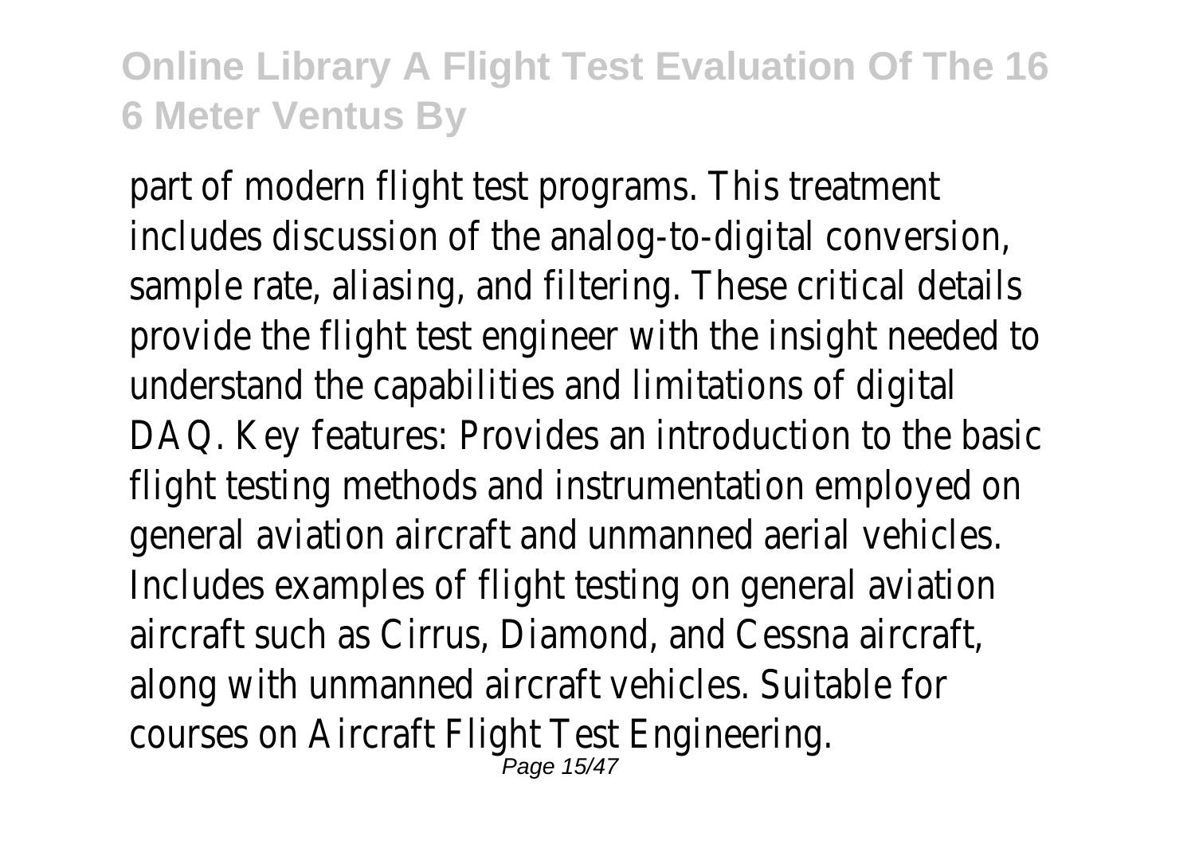part of modern flight test programs. This treatment includes discussion of the analog-to-digital conversion, sample rate, aliasing, and filtering. These critical details provide the flight test engineer with the insight needed to understand the capabilities and limitations of digital DAQ. Key features: Provides an introduction to the basic flight testing methods and instrumentation employed on general aviation aircraft and unmanned aerial vehicles. Includes examples of flight testing on general aviation aircraft such as Cirrus, Diamond, and Cessna aircraft, along with unmanned aircraft vehicles. Suitable for courses on Aircraft Flight Test Engineering.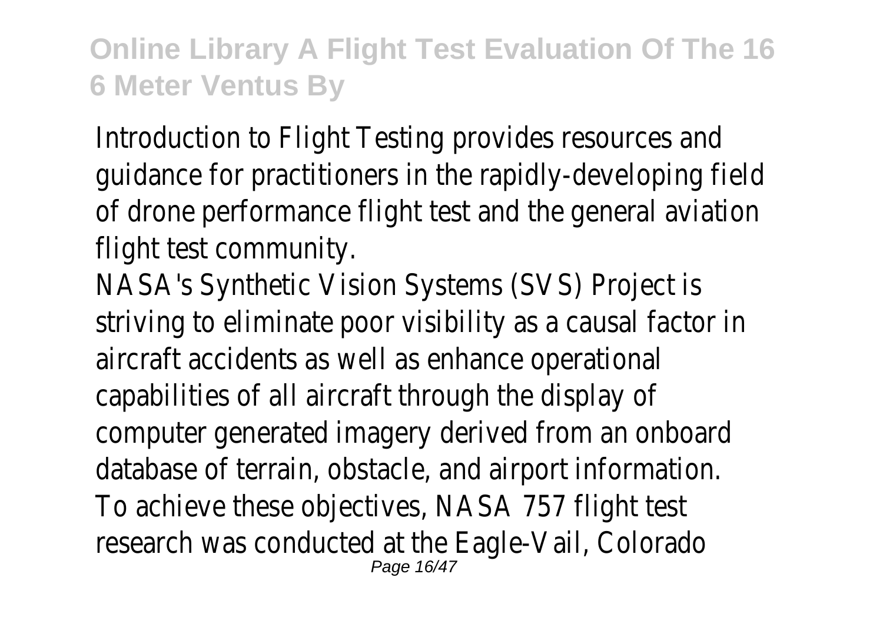Introduction to Flight Testing provides resources and guidance for practitioners in the rapidly-developing field of drone performance flight test and the general aviation flight test community.

NASA's Synthetic Vision Systems (SVS) Project is striving to eliminate poor visibility as a causal factor in aircraft accidents as well as enhance operational capabilities of all aircraft through the display of computer generated imagery derived from an onboard database of terrain, obstacle, and airport information. To achieve these objectives, NASA 757 flight test research was conducted at the Eagle-Vail, Colorado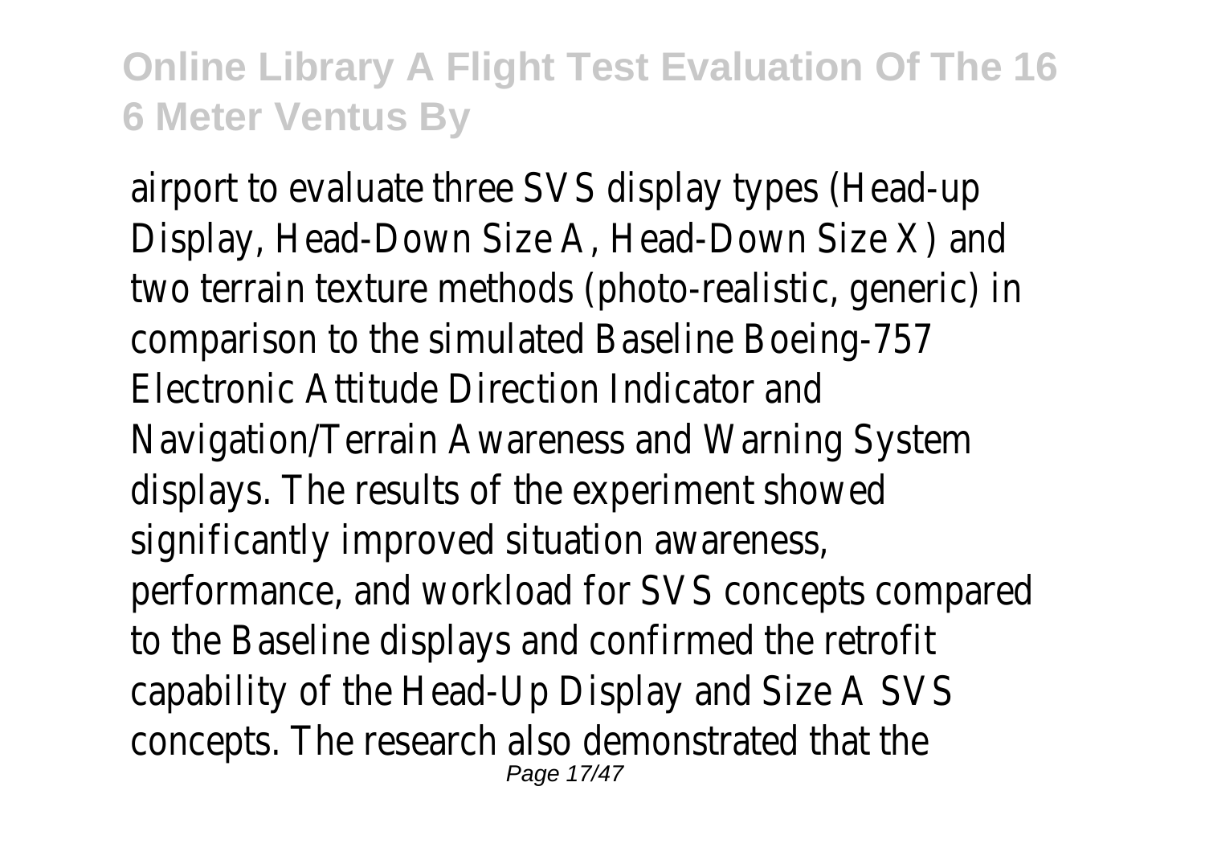airport to evaluate three SVS display types (Head-up Display, Head-Down Size A, Head-Down Size X) and two terrain texture methods (photo-realistic, generic) in comparison to the simulated Baseline Boeing-757 Electronic Attitude Direction Indicator and Navigation/Terrain Awareness and Warning System displays. The results of the experiment showed significantly improved situation awareness, performance, and workload for SVS concepts compared to the Baseline displays and confirmed the retrofit capability of the Head-Up Display and Size A SVS concepts. The research also demonstrated that the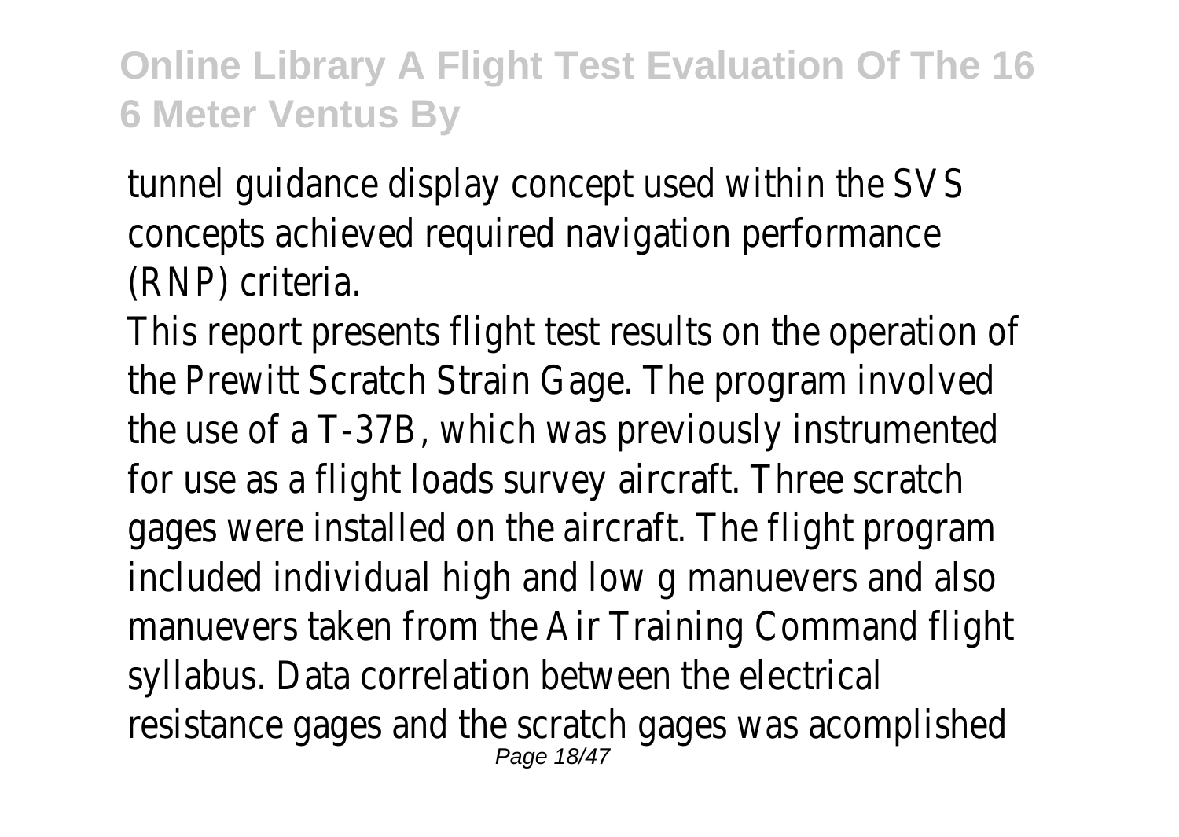tunnel guidance display concept used within the SVS concepts achieved required navigation performance (RNP) criteria.

This report presents flight test results on the operation of the Prewitt Scratch Strain Gage. The program involved the use of a T-37B, which was previously instrumented for use as a flight loads survey aircraft. Three scratch gages were installed on the aircraft. The flight program included individual high and low g manuevers and also manuevers taken from the Air Training Command flight syllabus. Data correlation between the electrical resistance gages and the scratch gages was acomplished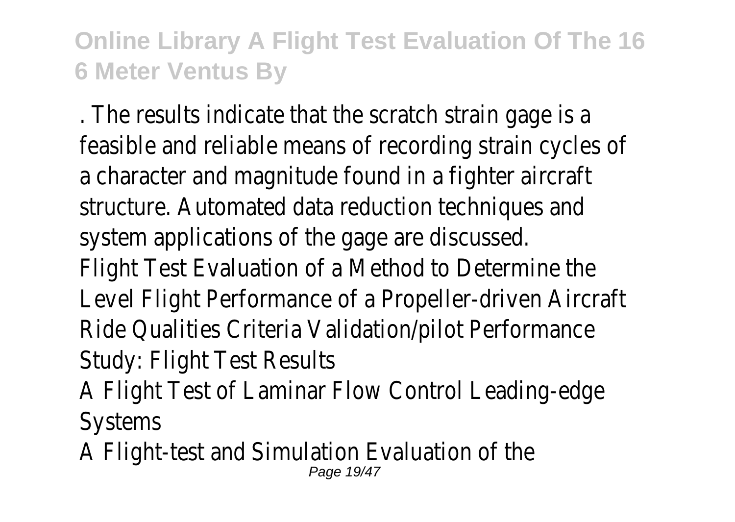. The results indicate that the scratch strain gage is a feasible and reliable means of recording strain cycles of a character and magnitude found in a fighter aircraft structure. Automated data reduction techniques and system applications of the gage are discussed.

Flight Test Evaluation of a Method to Determine the Level Flight Performance of a Propeller-driven Aircraft

Ride Qualities Criteria Validation/pilot Performance Study: Flight Test Results

A Flight Test of Laminar Flow Control Leading-edge Systems

A Flight-test and Simulation Evaluation of the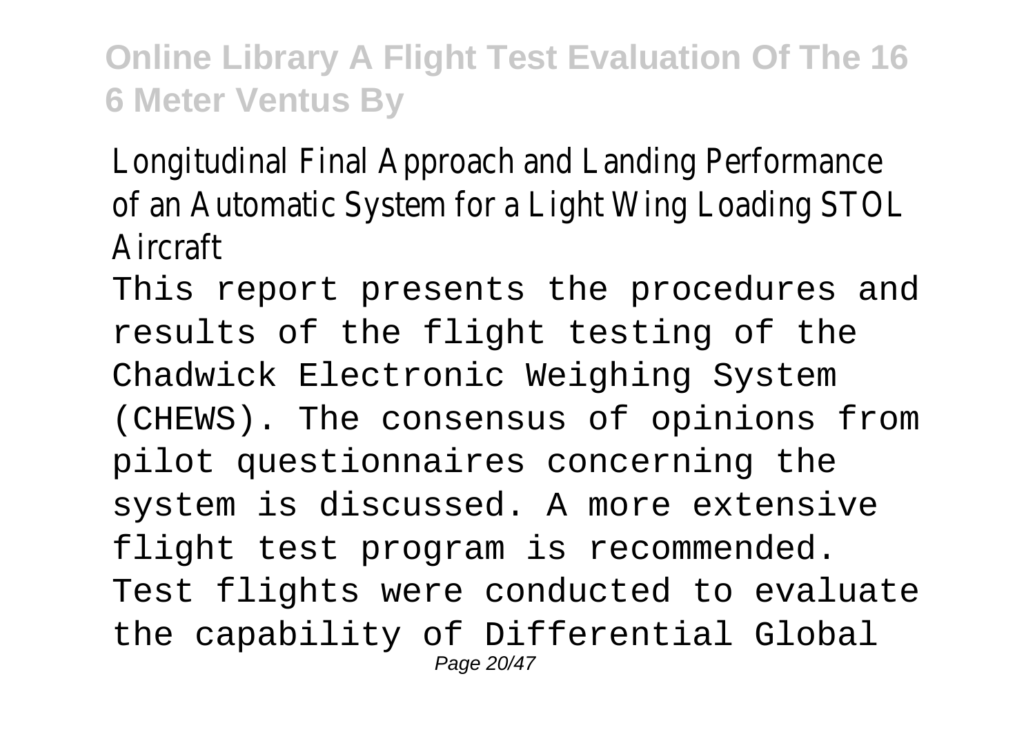Longitudinal Final Approach and Landing Performance of an Automatic System for a Light Wing Loading STOL Aircraft

This report presents the procedures and results of the flight testing of the Chadwick Electronic Weighing System (CHEWS). The consensus of opinions from pilot questionnaires concerning the system is discussed. A more extensive flight test program is recommended. Test flights were conducted to evaluate the capability of Differential Global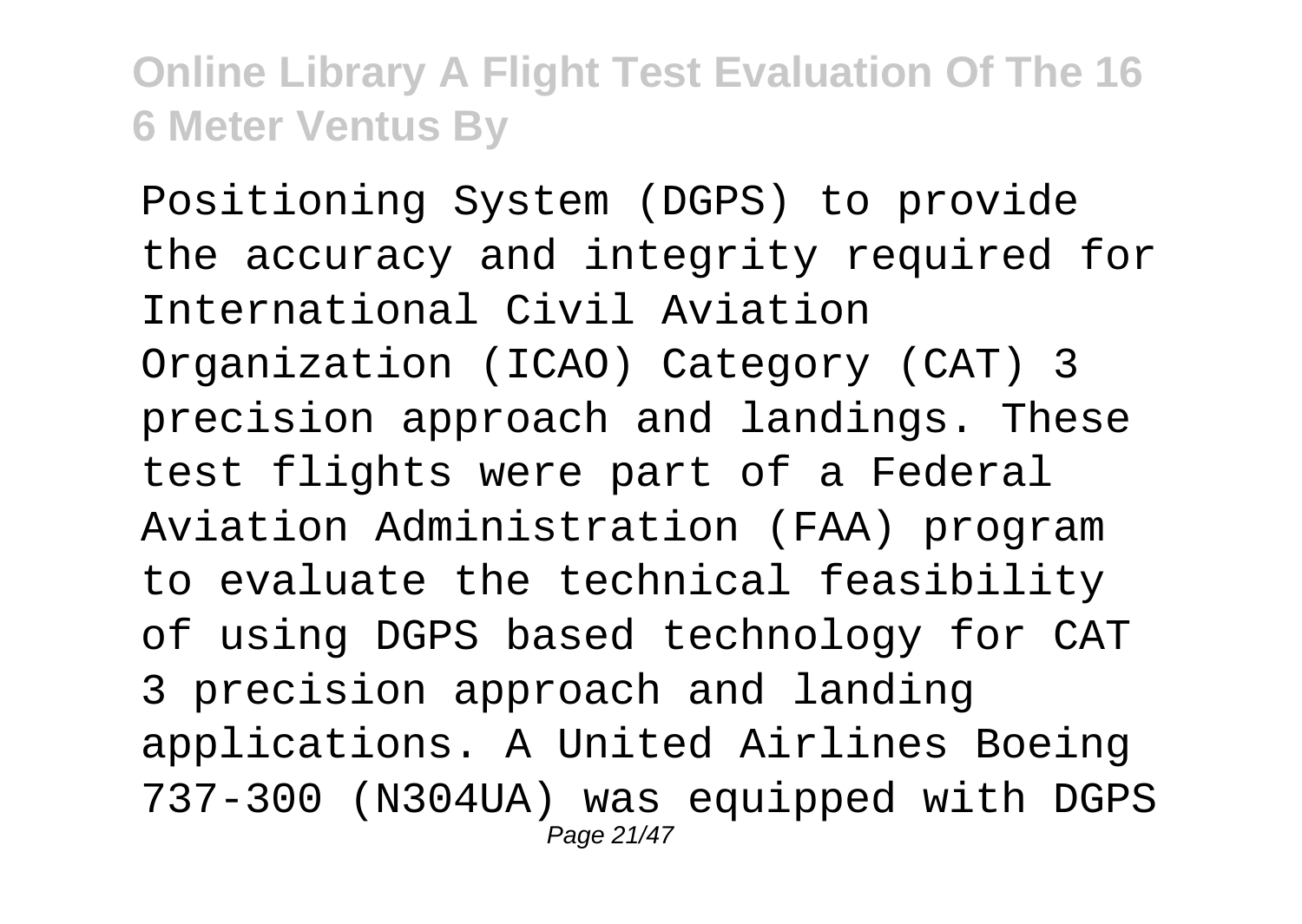Positioning System (DGPS) to provide the accuracy and integrity required for International Civil Aviation Organization (ICAO) Category (CAT) 3 precision approach and landings. These test flights were part of a Federal Aviation Administration (FAA) program to evaluate the technical feasibility of using DGPS based technology for CAT 3 precision approach and landing applications. A United Airlines Boeing 737-300 (N304UA) was equipped with DGPS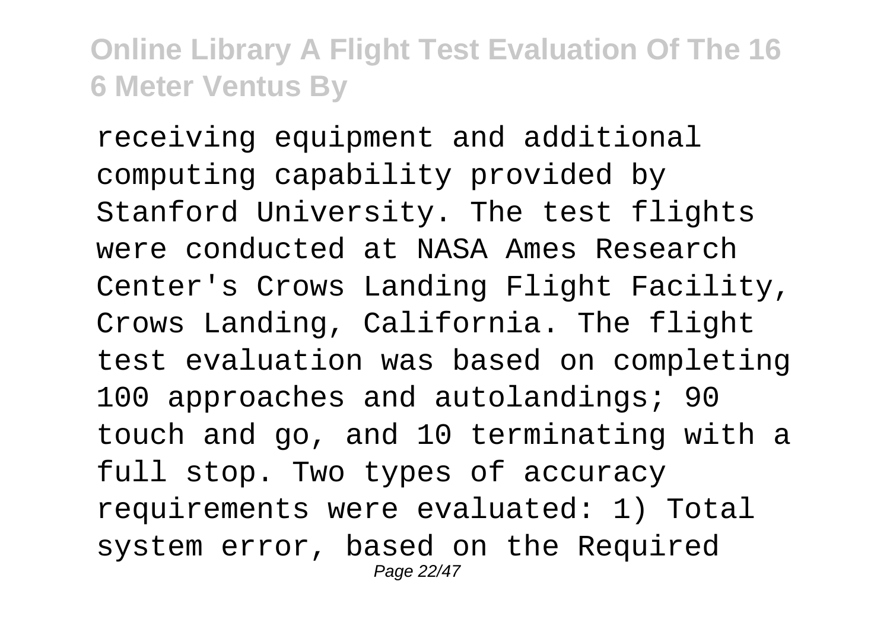receiving equipment and additional computing capability provided by Stanford University. The test flights were conducted at NASA Ames Research Center's Crows Landing Flight Facility, Crows Landing, California. The flight test evaluation was based on completing 100 approaches and autolandings; 90 touch and go, and 10 terminating with a full stop. Two types of accuracy requirements were evaluated: 1) Total system error, based on the Required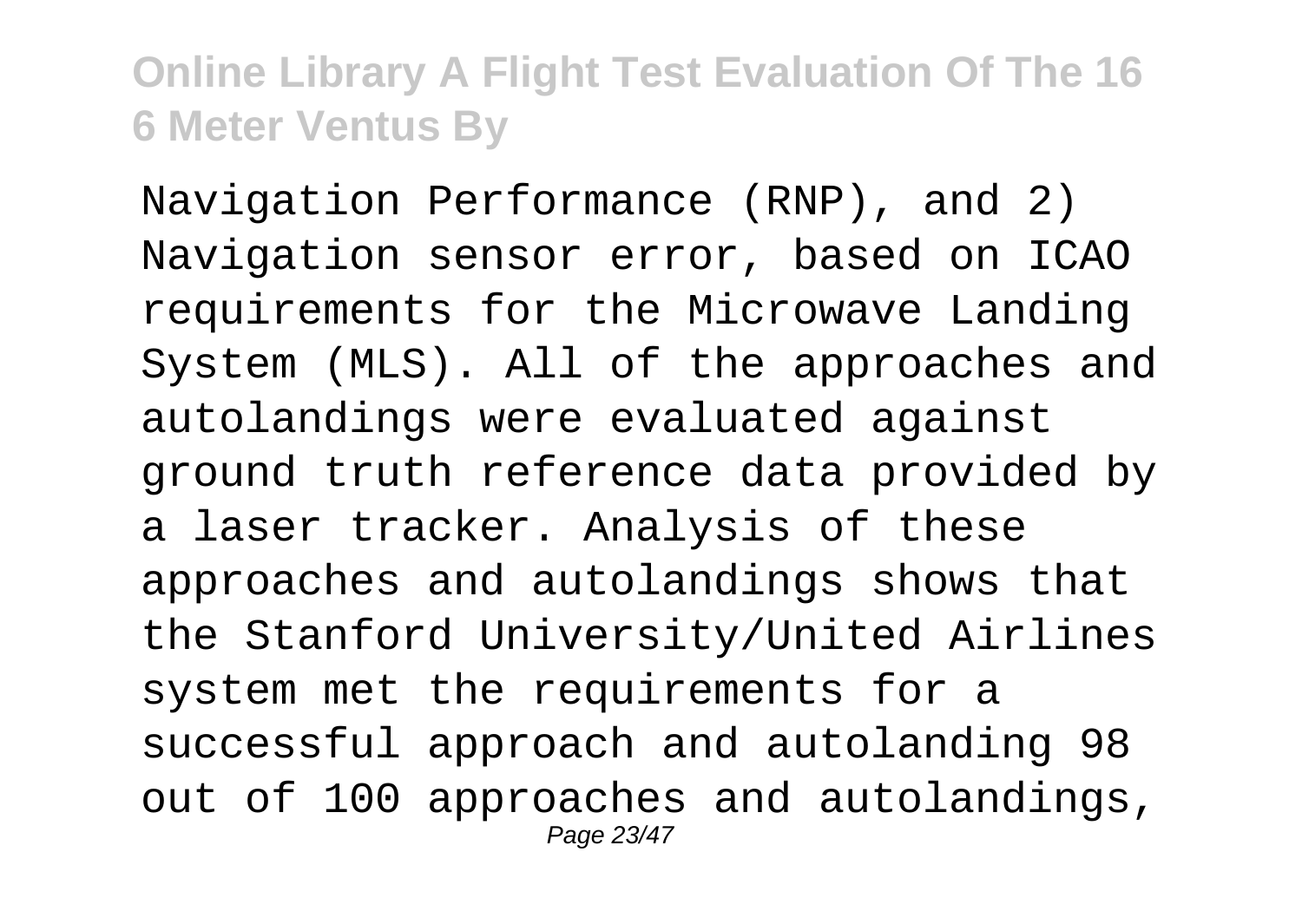Navigation Performance (RNP), and 2) Navigation sensor error, based on ICAO requirements for the Microwave Landing System (MLS). All of the approaches and autolandings were evaluated against ground truth reference data provided by a laser tracker. Analysis of these approaches and autolandings shows that the Stanford University/United Airlines system met the requirements for a successful approach and autolanding 98 out of 100 approaches and autolandings,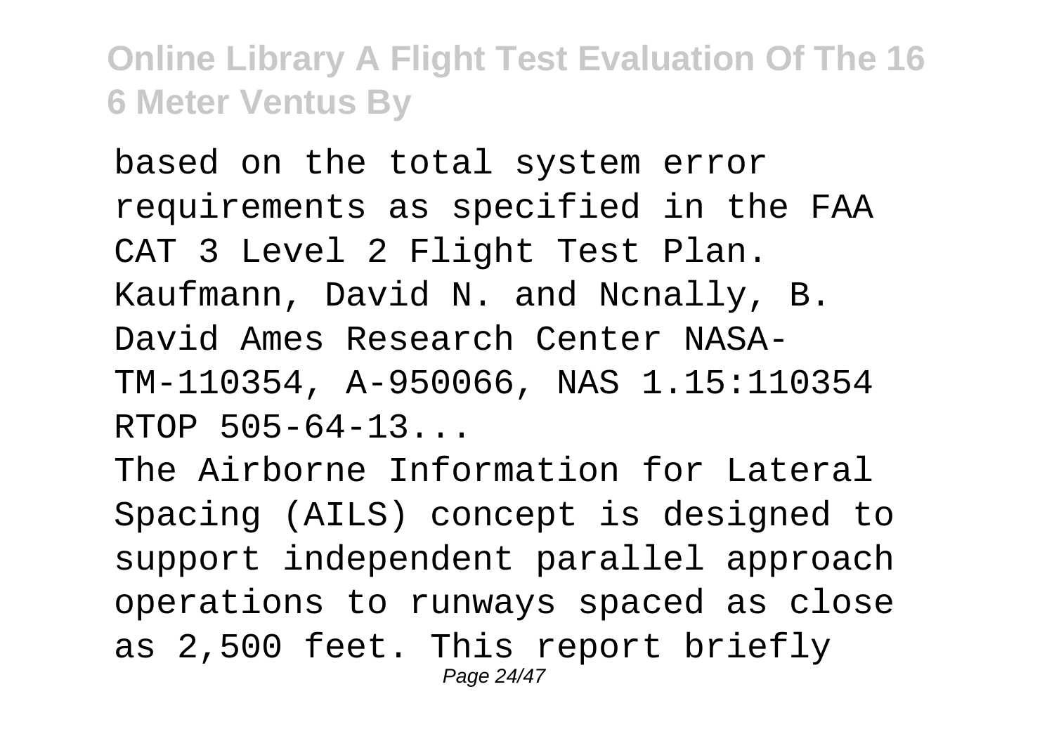based on the total system error requirements as specified in the FAA CAT 3 Level 2 Flight Test Plan. Kaufmann, David N. and Ncnally, B. David Ames Research Center NASA-TM-110354, A-950066, NAS 1.15:110354 RTOP 505-64-13...

The Airborne Information for Lateral Spacing (AILS) concept is designed to support independent parallel approach operations to runways spaced as close as 2,500 feet. This report briefly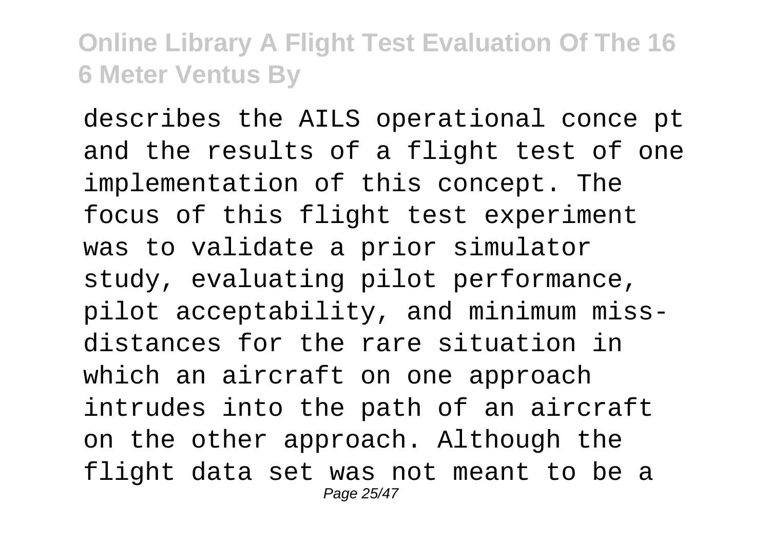describes the AILS operational conce pt and the results of a flight test of one implementation of this concept. The focus of this flight test experiment was to validate a prior simulator study, evaluating pilot performance, pilot acceptability, and minimum miss-distances for the rare situation in which an aircraft on one approach intrudes into the path of an aircraft on the other approach. Although the flight data set was not meant to be a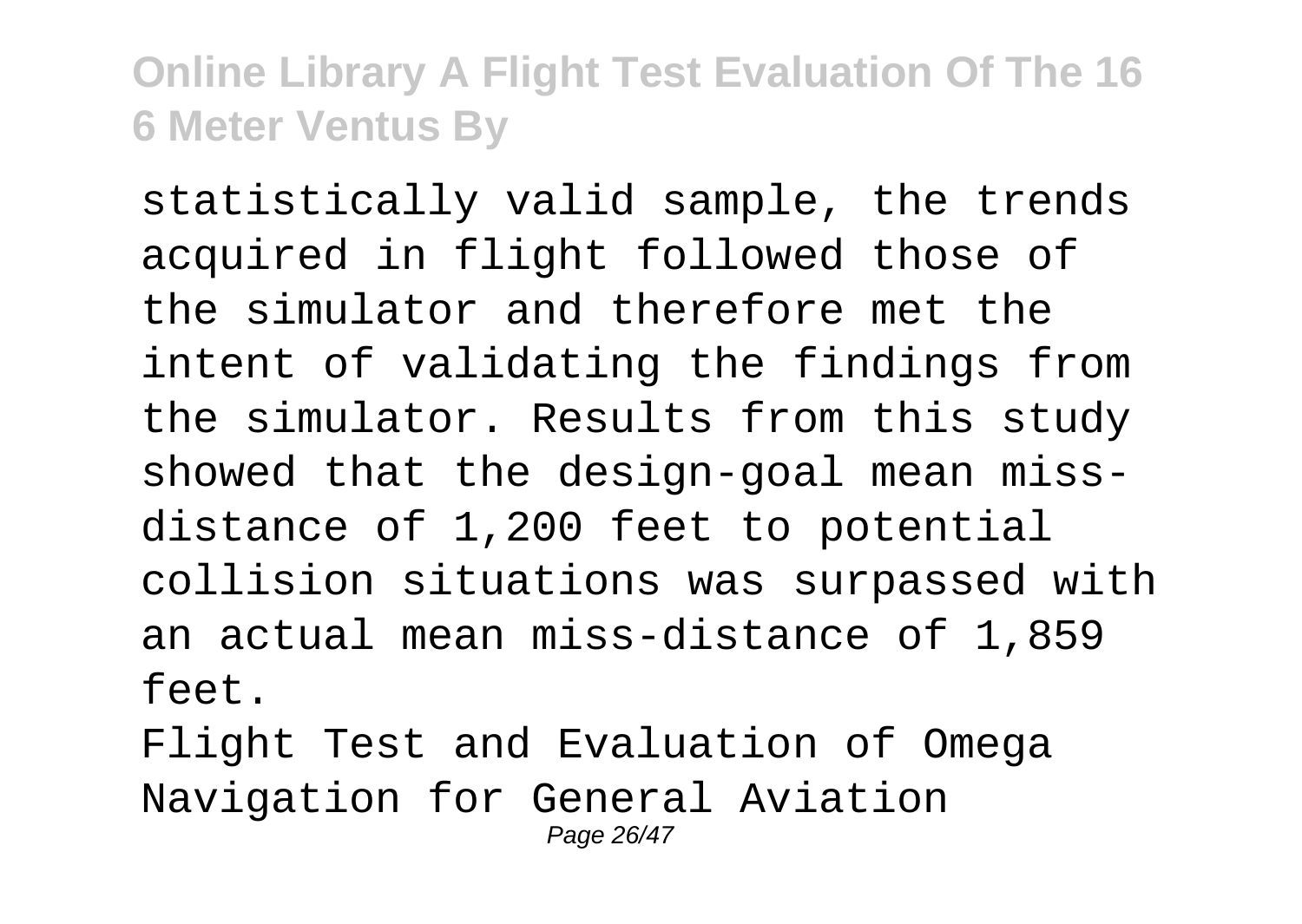statistically valid sample, the trends acquired in flight followed those of the simulator and therefore met the intent of validating the findings from the simulator. Results from this study showed that the design-goal mean miss-distance of 1,200 feet to potential collision situations was surpassed with an actual mean miss-distance of 1,859 feet.

Flight Test and Evaluation of Omega Navigation for General Aviation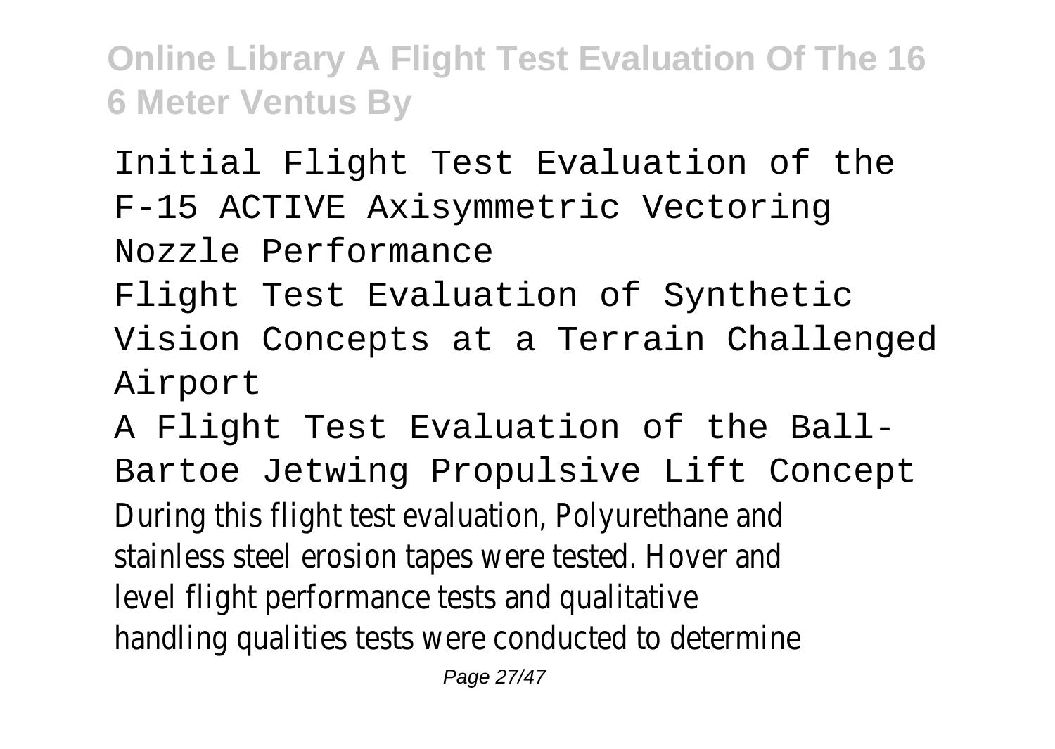Initial Flight Test Evaluation of the F-15 ACTIVE Axisymmetric Vectoring Nozzle Performance

Flight Test Evaluation of Synthetic Vision Concepts at a Terrain Challenged Airport

A Flight Test Evaluation of the Ball-Bartoe Jetwing Propulsive Lift Concept

During this flight test evaluation, Polyurethane and stainless steel erosion tapes were tested. Hover and level flight performance tests and qualitative handling qualities tests were conducted to determine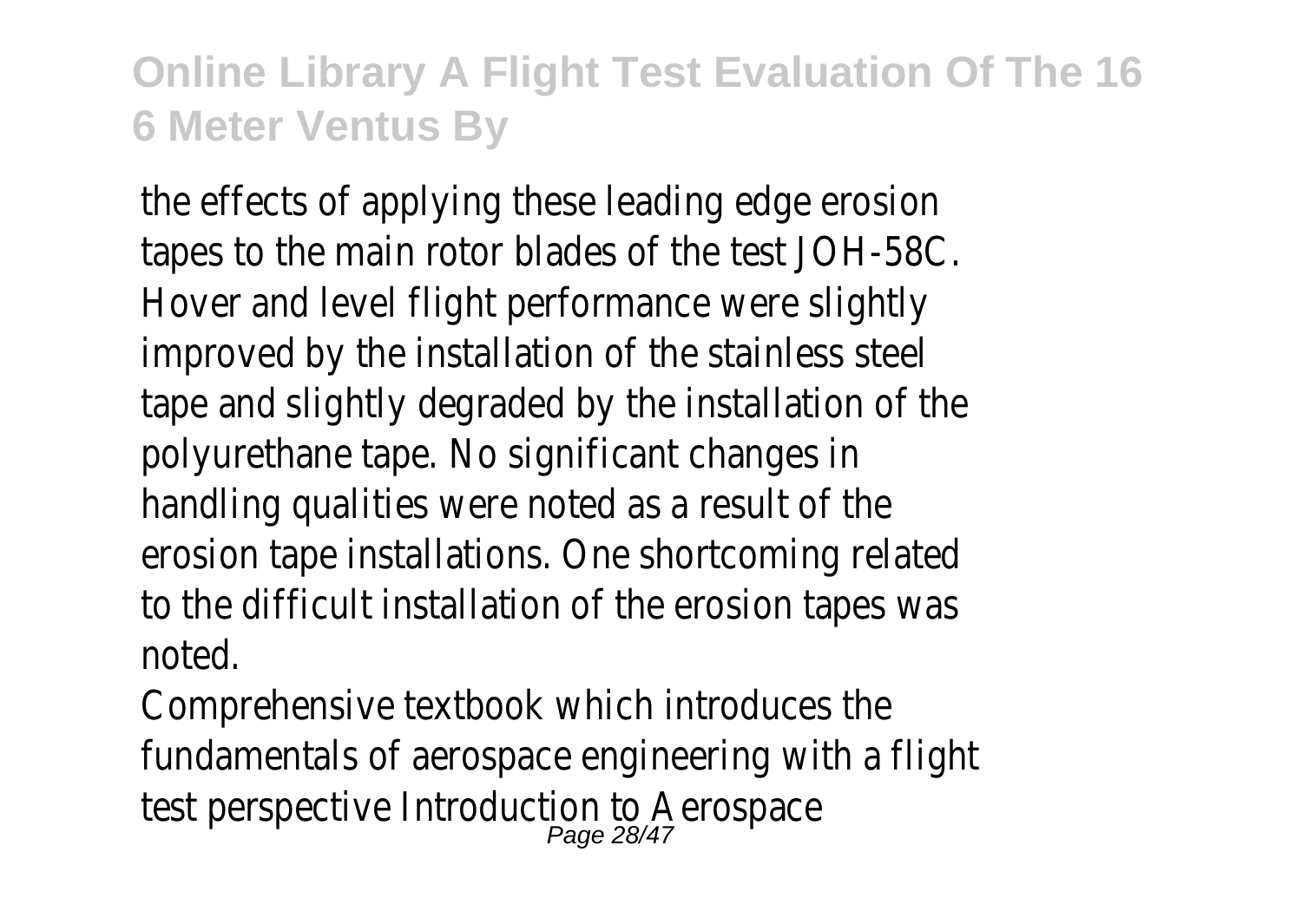the effects of applying these leading edge erosion tapes to the main rotor blades of the test JOH-58C. Hover and level flight performance were slightly improved by the installation of the stainless steel tape and slightly degraded by the installation of the polyurethane tape. No significant changes in handling qualities were noted as a result of the erosion tape installations. One shortcoming related to the difficult installation of the erosion tapes was noted.

Comprehensive textbook which introduces the fundamentals of aerospace engineering with a flight test perspective Introduction to Aerospace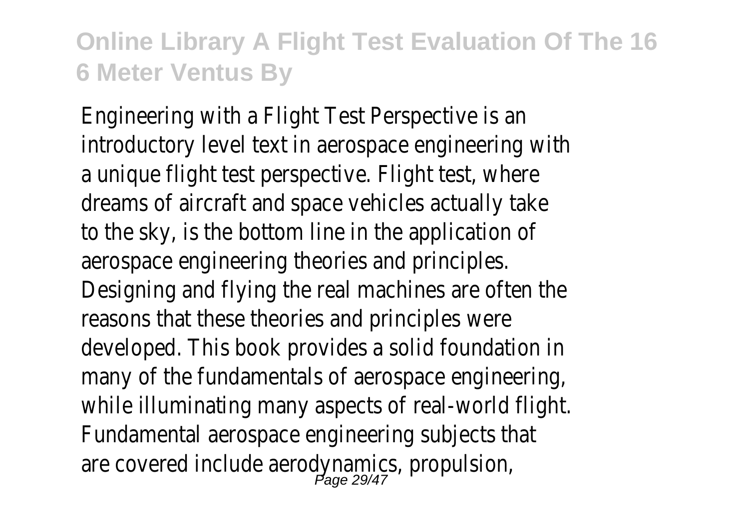Engineering with a Flight Test Perspective is an introductory level text in aerospace engineering with a unique flight test perspective. Flight test, where dreams of aircraft and space vehicles actually take to the sky, is the bottom line in the application of aerospace engineering theories and principles. Designing and flying the real machines are often the reasons that these theories and principles were developed. This book provides a solid foundation in many of the fundamentals of aerospace engineering, while illuminating many aspects of real-world flight. Fundamental aerospace engineering subjects that are covered include aerodynamics, propulsion,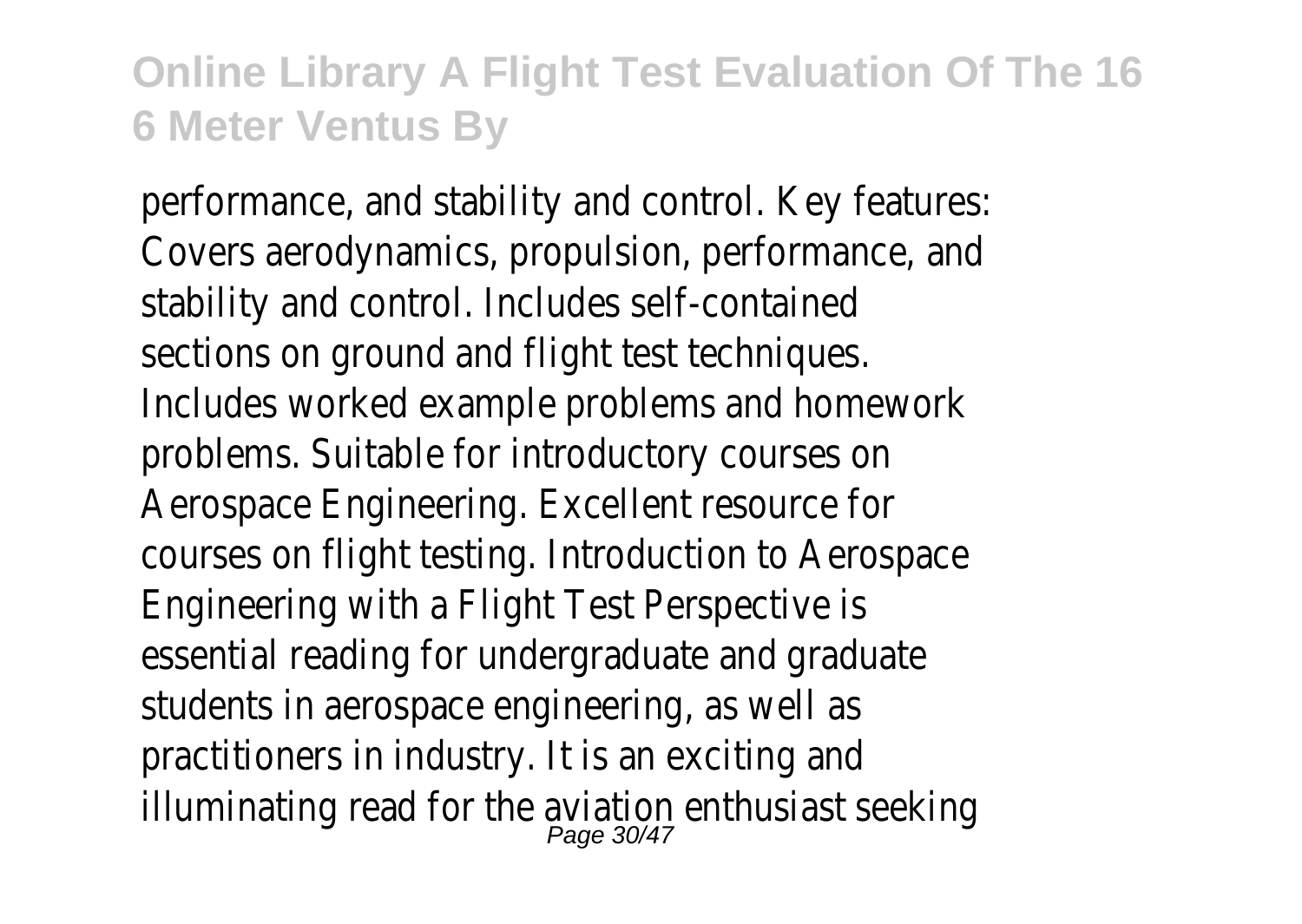performance, and stability and control. Key features: Covers aerodynamics, propulsion, performance, and stability and control. Includes self-contained sections on ground and flight test techniques. Includes worked example problems and homework problems. Suitable for introductory courses on Aerospace Engineering. Excellent resource for courses on flight testing. Introduction to Aerospace Engineering with a Flight Test Perspective is essential reading for undergraduate and graduate students in aerospace engineering, as well as practitioners in industry. It is an exciting and illuminating read for the aviation enthusiast seeking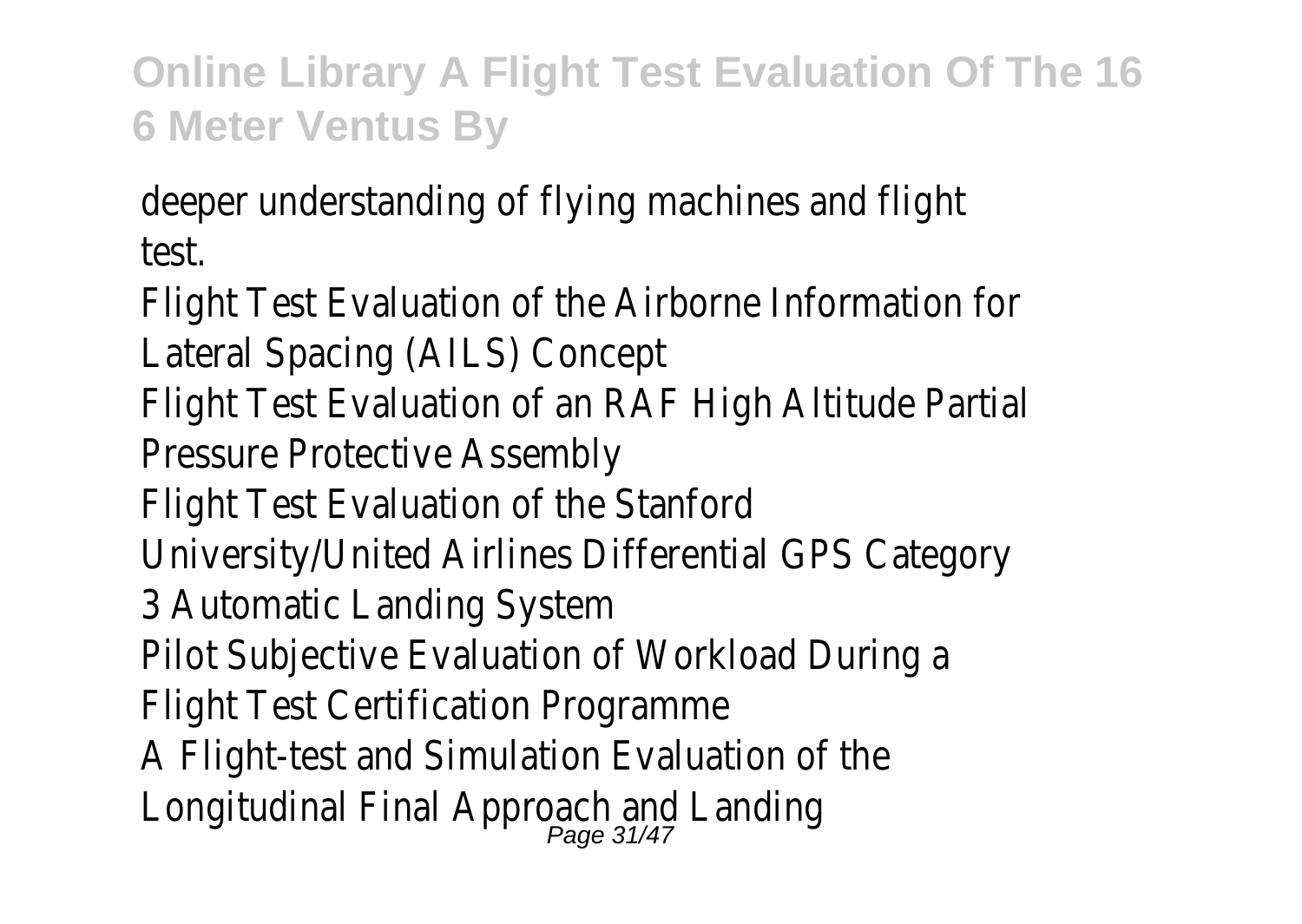deeper understanding of flying machines and flight test.

Flight Test Evaluation of the Airborne Information for Lateral Spacing (AILS) Concept

Flight Test Evaluation of an RAF High Altitude Partial Pressure Protective Assembly

Flight Test Evaluation of the Stanford University/United Airlines Differential GPS Category 3 Automatic Landing System

Pilot Subjective Evaluation of Workload During a Flight Test Certification Programme

A Flight-test and Simulation Evaluation of the Longitudinal Final Approach and Landing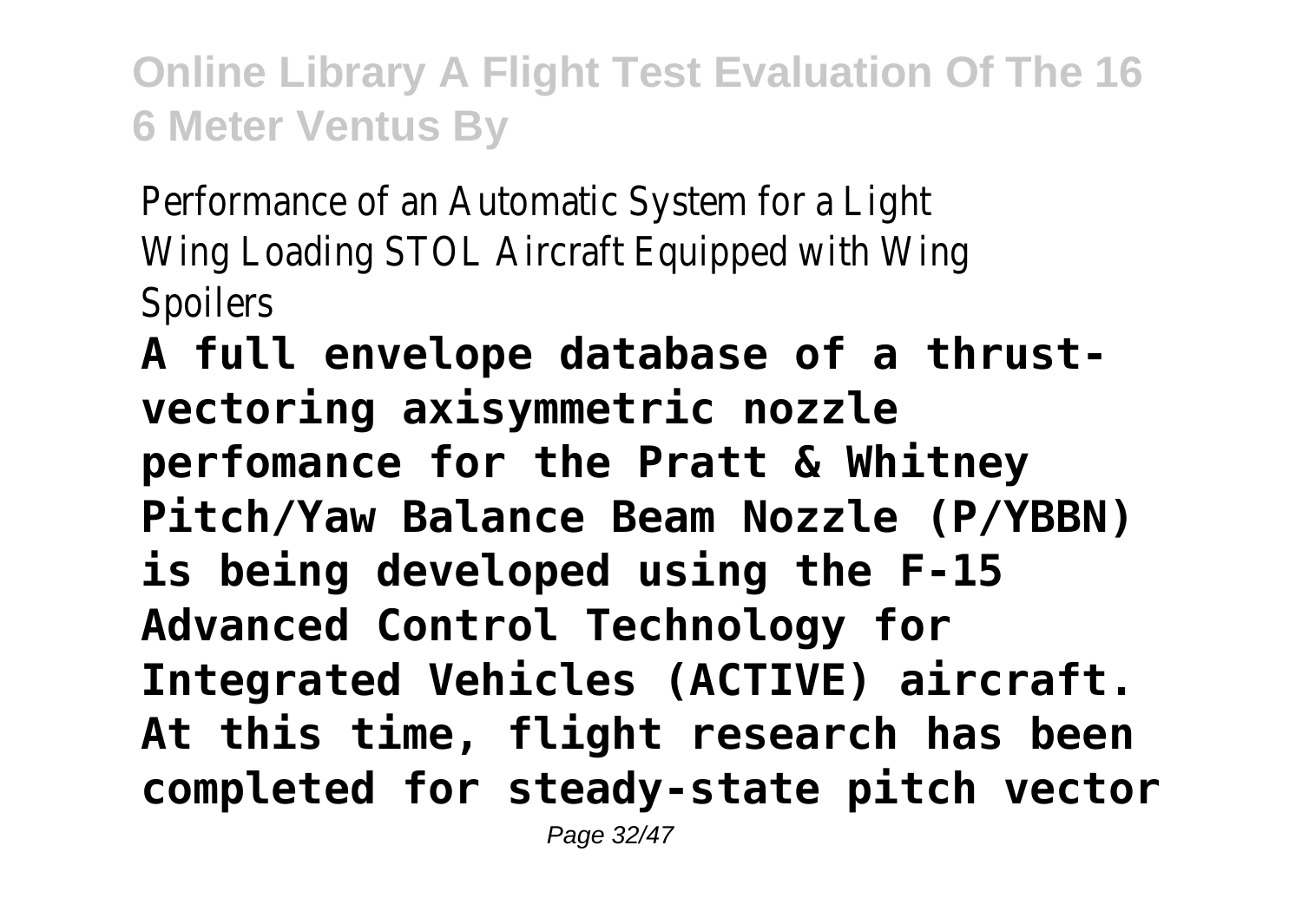Performance of an Automatic System for a Light Wing Loading STOL Aircraft Equipped with Wing Spoilers

**A full envelope database of a thrust-vectoring axisymmetric nozzle perfomance for the Pratt & Whitney Pitch/Yaw Balance Beam Nozzle (P/YBBN) is being developed using the F-15 Advanced Control Technology for Integrated Vehicles (ACTIVE) aircraft. At this time, flight research has been completed for steady-state pitch vector**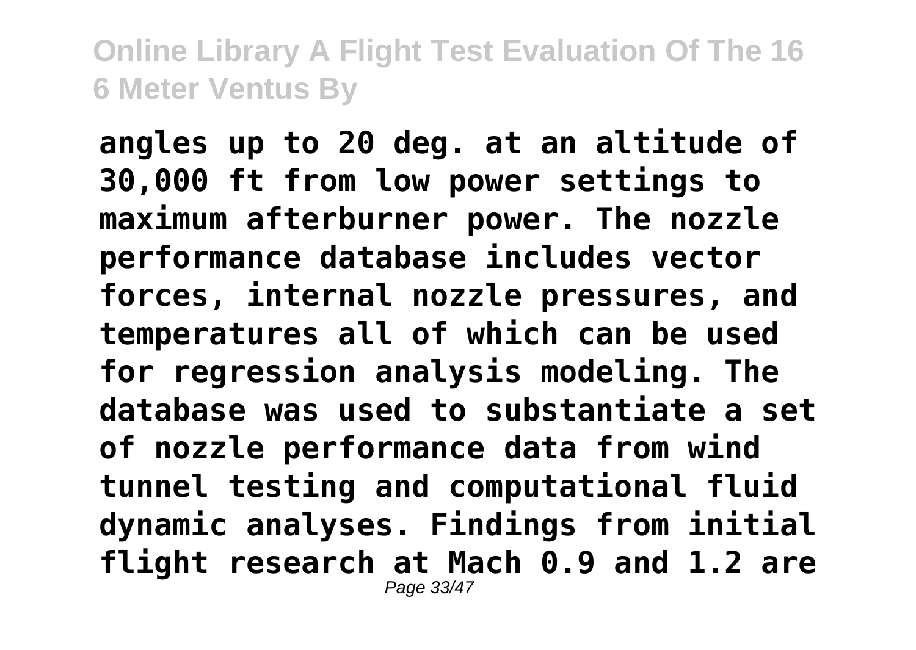**angles up to 20 deg. at an altitude of 30,000 ft from low power settings to maximum afterburner power. The nozzle performance database includes vector forces, internal nozzle pressures, and temperatures all of which can be used for regression analysis modeling. The database was used to substantiate a set of nozzle performance data from wind tunnel testing and computational fluid dynamic analyses. Findings from initial flight research at Mach 0.9 and 1.2 are**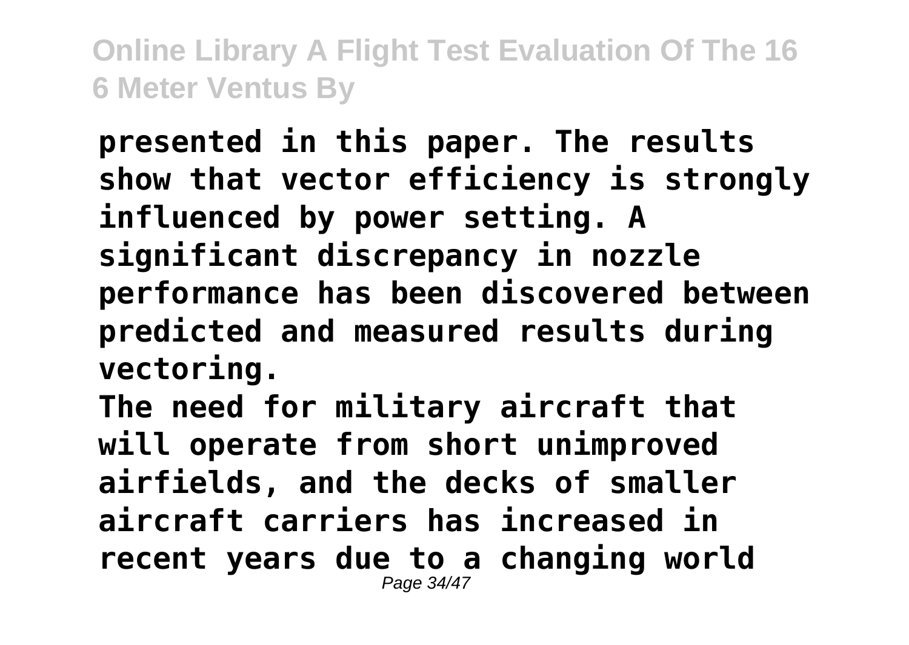**presented in this paper. The results show that vector efficiency is strongly influenced by power setting. A significant discrepancy in nozzle performance has been discovered between predicted and measured results during vectoring.**

**The need for military aircraft that will operate from short unimproved airfields, and the decks of smaller aircraft carriers has increased in recent years due to a changing world**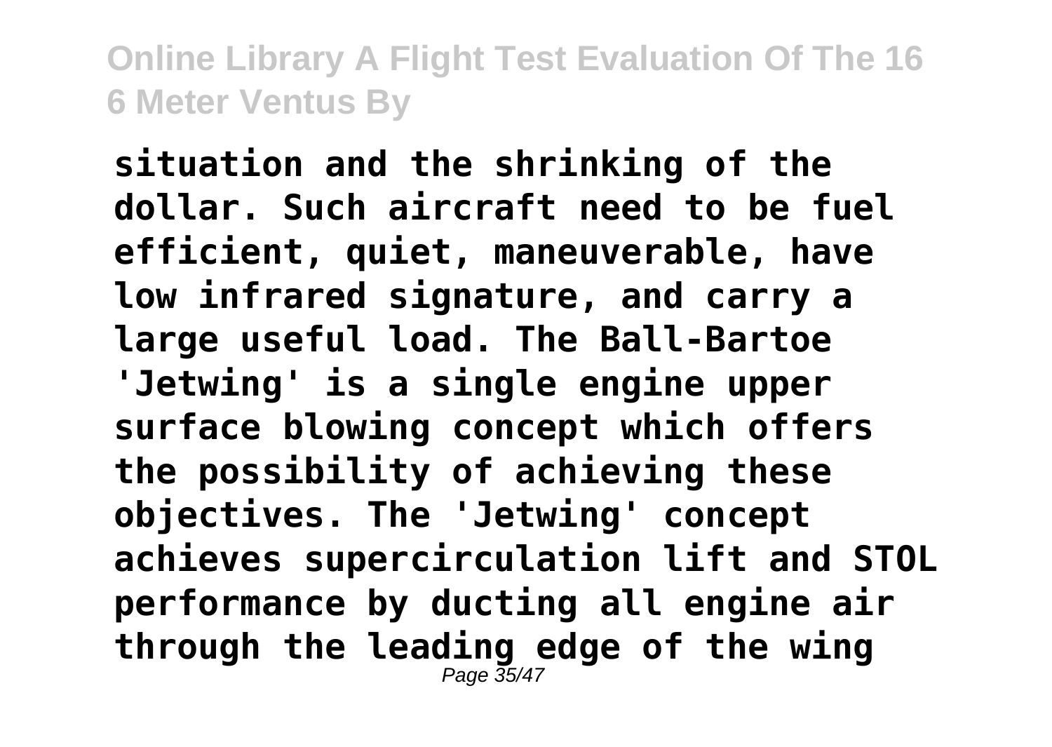**situation and the shrinking of the dollar. Such aircraft need to be fuel efficient, quiet, maneuverable, have low infrared signature, and carry a large useful load. The Ball-Bartoe 'Jetwing' is a single engine upper surface blowing concept which offers the possibility of achieving these objectives. The 'Jetwing' concept achieves supercirculation lift and STOL performance by ducting all engine air through the leading edge of the wing**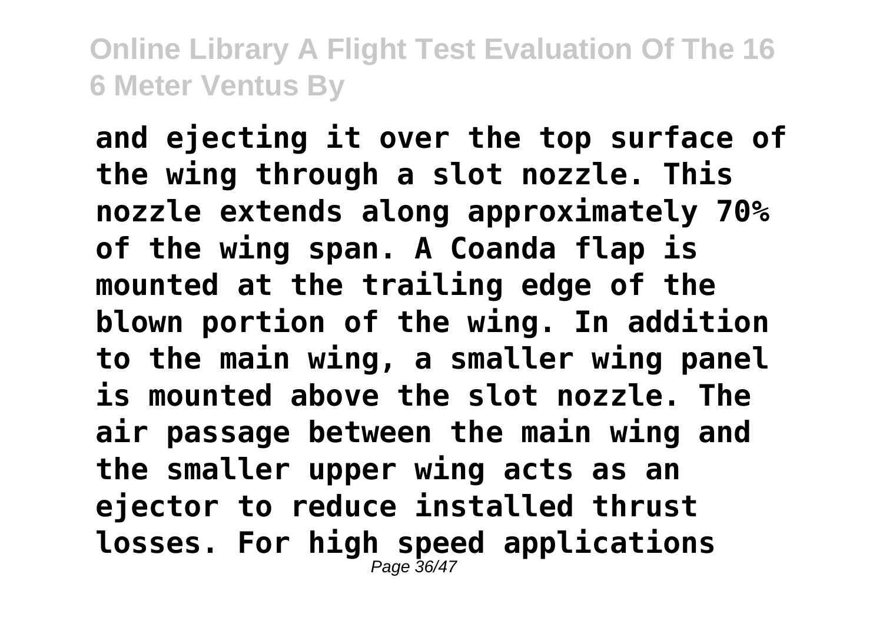**and ejecting it over the top surface of the wing through a slot nozzle. This nozzle extends along approximately 70% of the wing span. A Coanda flap is mounted at the trailing edge of the blown portion of the wing. In addition to the main wing, a smaller wing panel is mounted above the slot nozzle. The air passage between the main wing and the smaller upper wing acts as an ejector to reduce installed thrust losses. For high speed applications**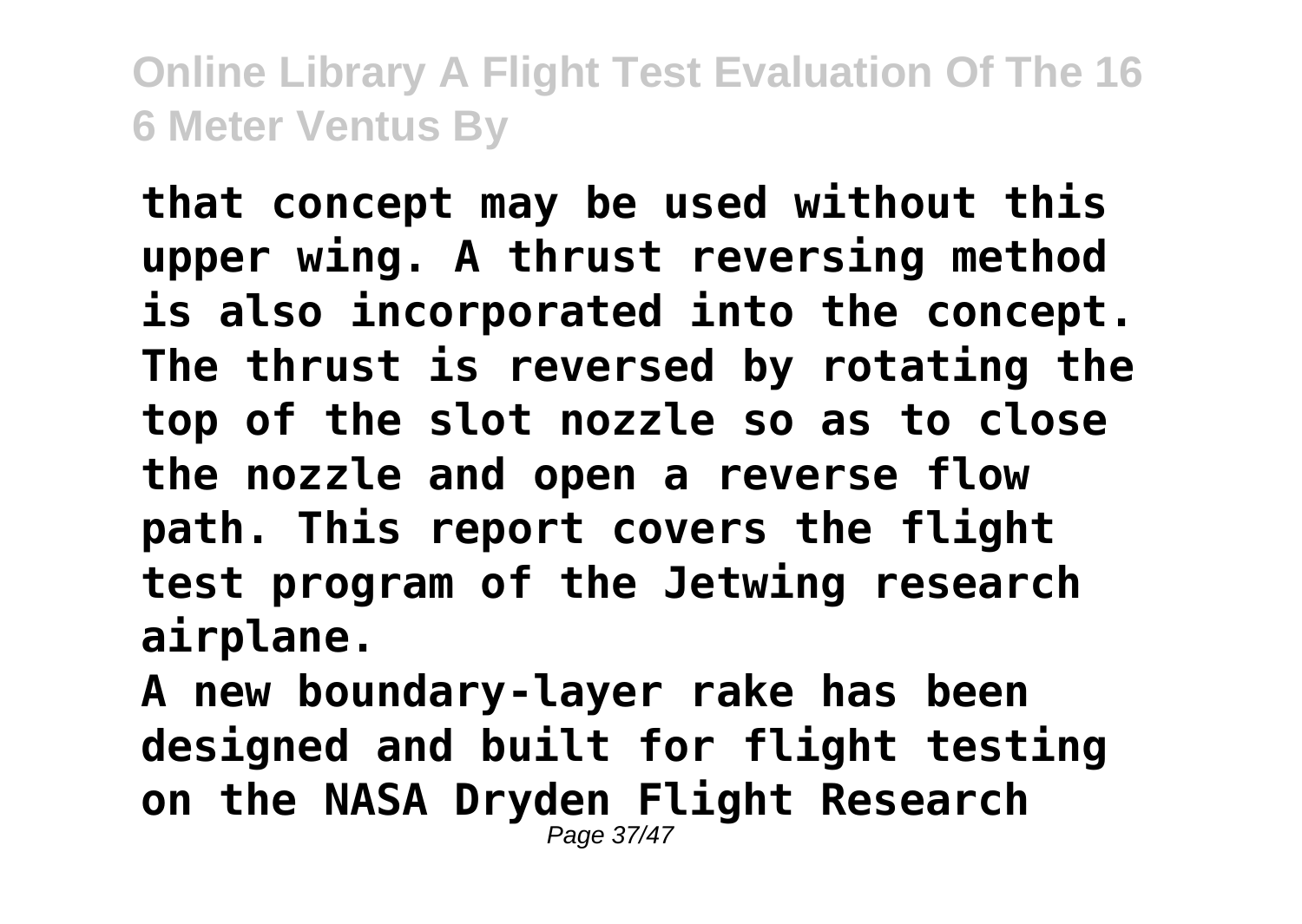**that concept may be used without this upper wing. A thrust reversing method is also incorporated into the concept. The thrust is reversed by rotating the top of the slot nozzle so as to close the nozzle and open a reverse flow path. This report covers the flight test program of the Jetwing research airplane.**

**A new boundary-layer rake has been designed and built for flight testing on the NASA Dryden Flight Research**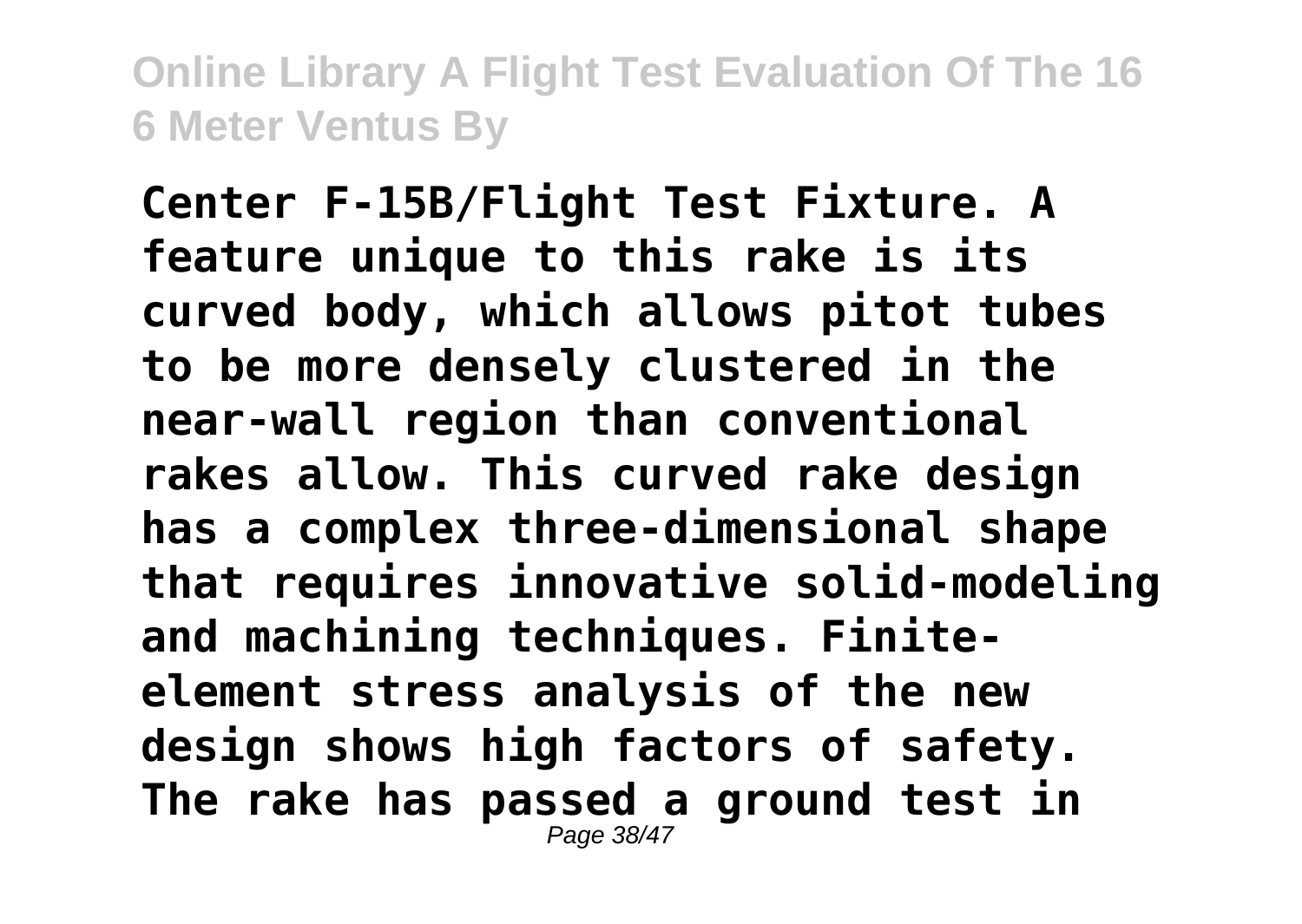**Center F-15B/Flight Test Fixture. A feature unique to this rake is its curved body, which allows pitot tubes to be more densely clustered in the near-wall region than conventional rakes allow. This curved rake design has a complex three-dimensional shape that requires innovative solid-modeling and machining techniques. Finite-element stress analysis of the new design shows high factors of safety. The rake has passed a ground test in**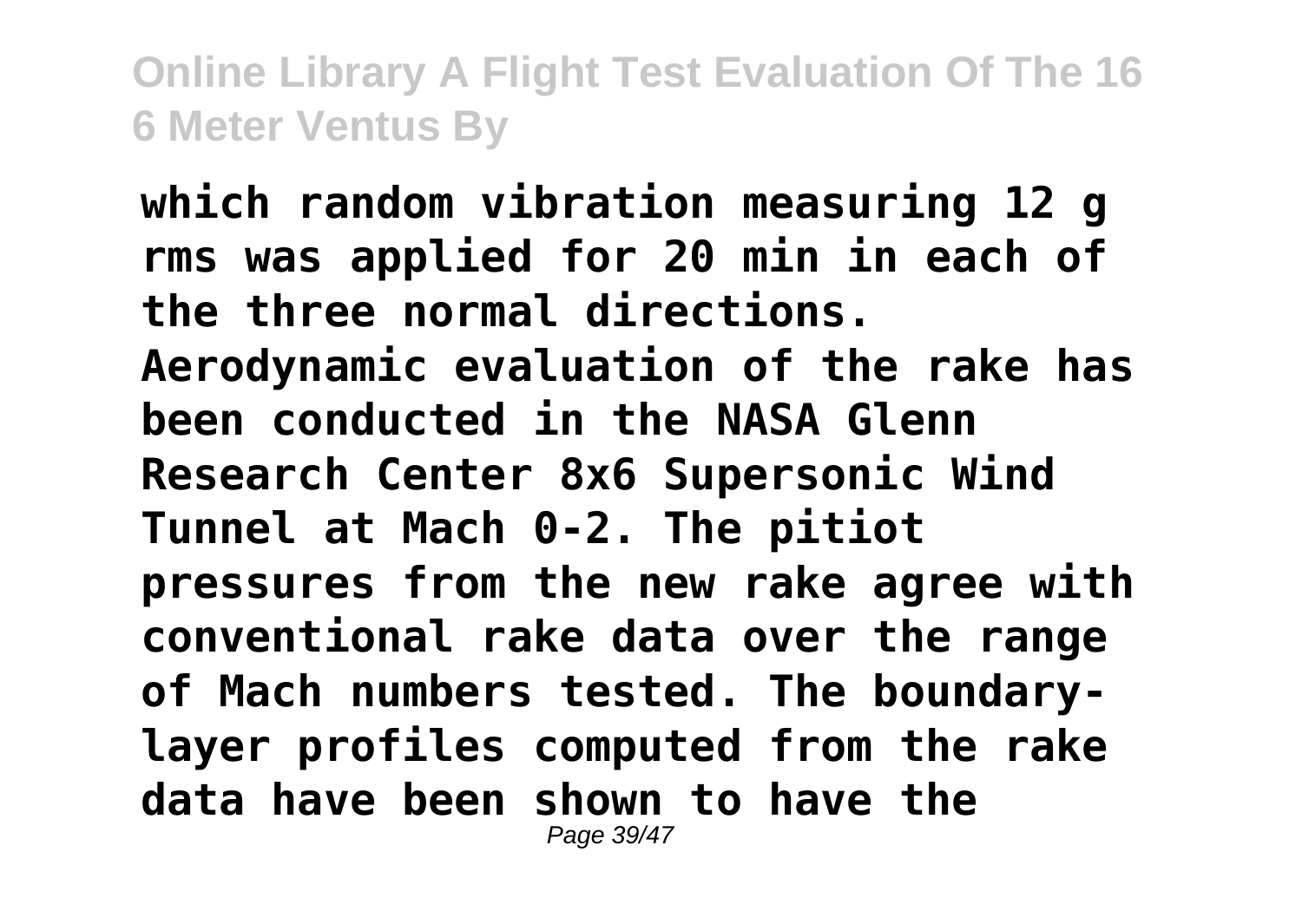which random vibration measuring 12 g rms was applied for 20 min in each of the three normal directions. Aerodynamic evaluation of the rake has been conducted in the NASA Glenn Research Center 8x6 Supersonic Wind Tunnel at Mach 0-2. The pitiot pressures from the new rake agree with conventional rake data over the range of Mach numbers tested. The boundary-layer profiles computed from the rake data have been shown to have the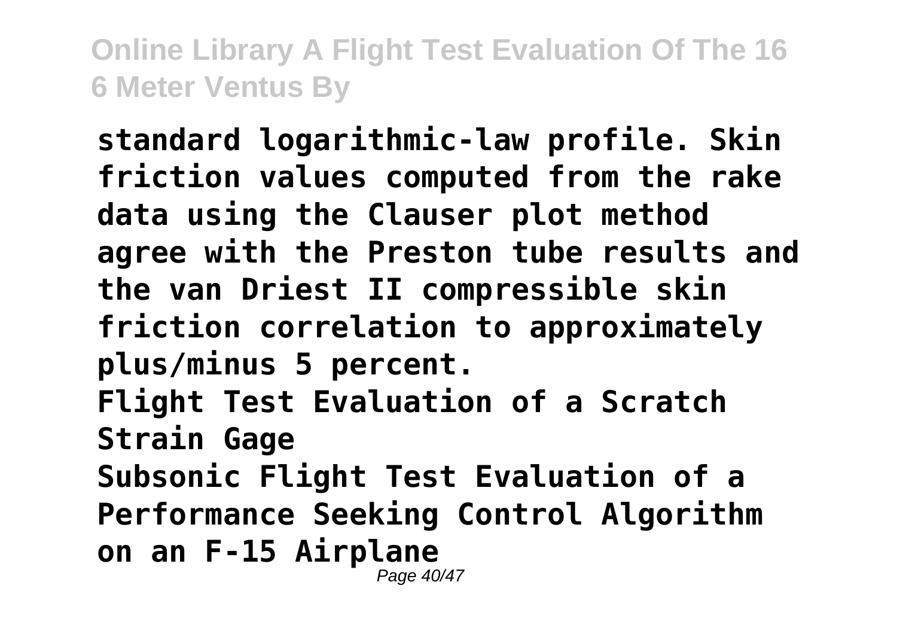standard logarithmic-law profile. Skin friction values computed from the rake data using the Clauser plot method agree with the Preston tube results and the van Driest II compressible skin friction correlation to approximately plus/minus 5 percent.

**Flight Test Evaluation of a Scratch Strain Gage**

**Subsonic Flight Test Evaluation of a Performance Seeking Control Algorithm on an F-15 Airplane**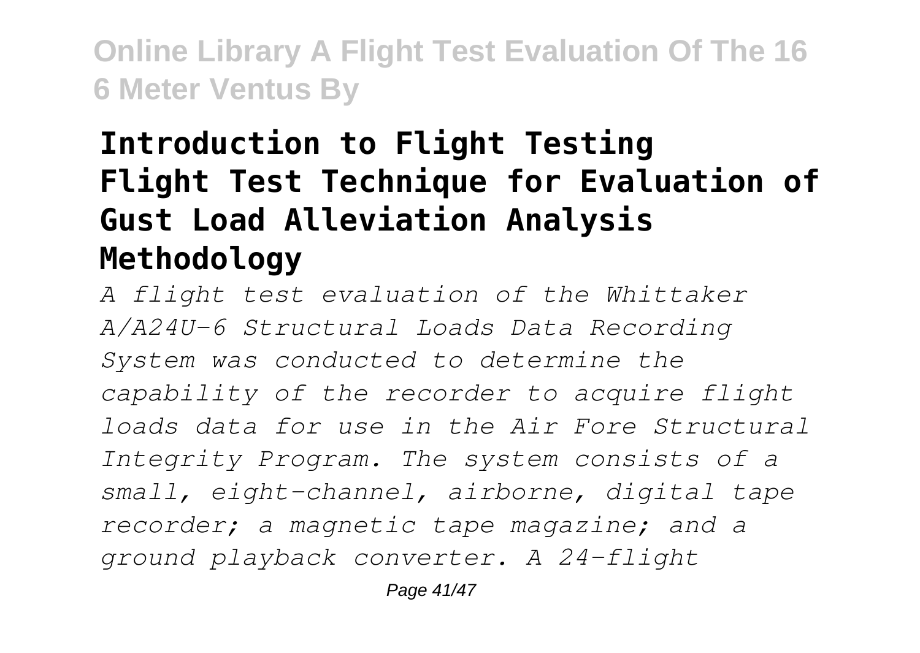## Introduction to Flight Testing

## Flight Test Technique for Evaluation of Gust Load Alleviation Analysis Methodology

*A flight test evaluation of the Whittaker A/A24U-6 Structural Loads Data Recording System was conducted to determine the capability of the recorder to acquire flight loads data for use in the Air Fore Structural Integrity Program. The system consists of a small, eight-channel, airborne, digital tape recorder; a magnetic tape magazine; and a ground playback converter. A 24-flight*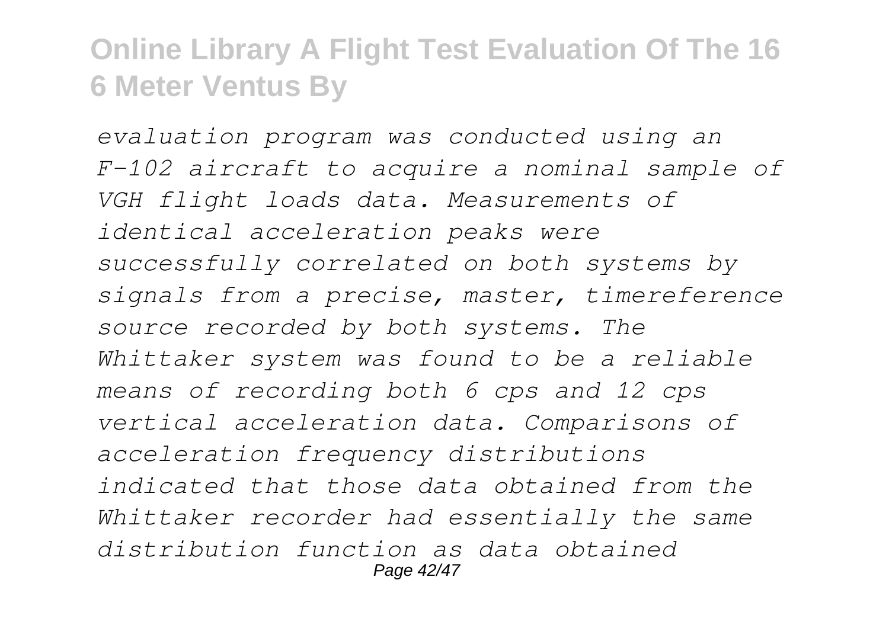*evaluation program was conducted using an F-102 aircraft to acquire a nominal sample of VGH flight loads data. Measurements of identical acceleration peaks were successfully correlated on both systems by signals from a precise, master, timereference source recorded by both systems. The Whittaker system was found to be a reliable means of recording both 6 cps and 12 cps vertical acceleration data. Comparisons of acceleration frequency distributions indicated that those data obtained from the Whittaker recorder had essentially the same distribution function as data obtained*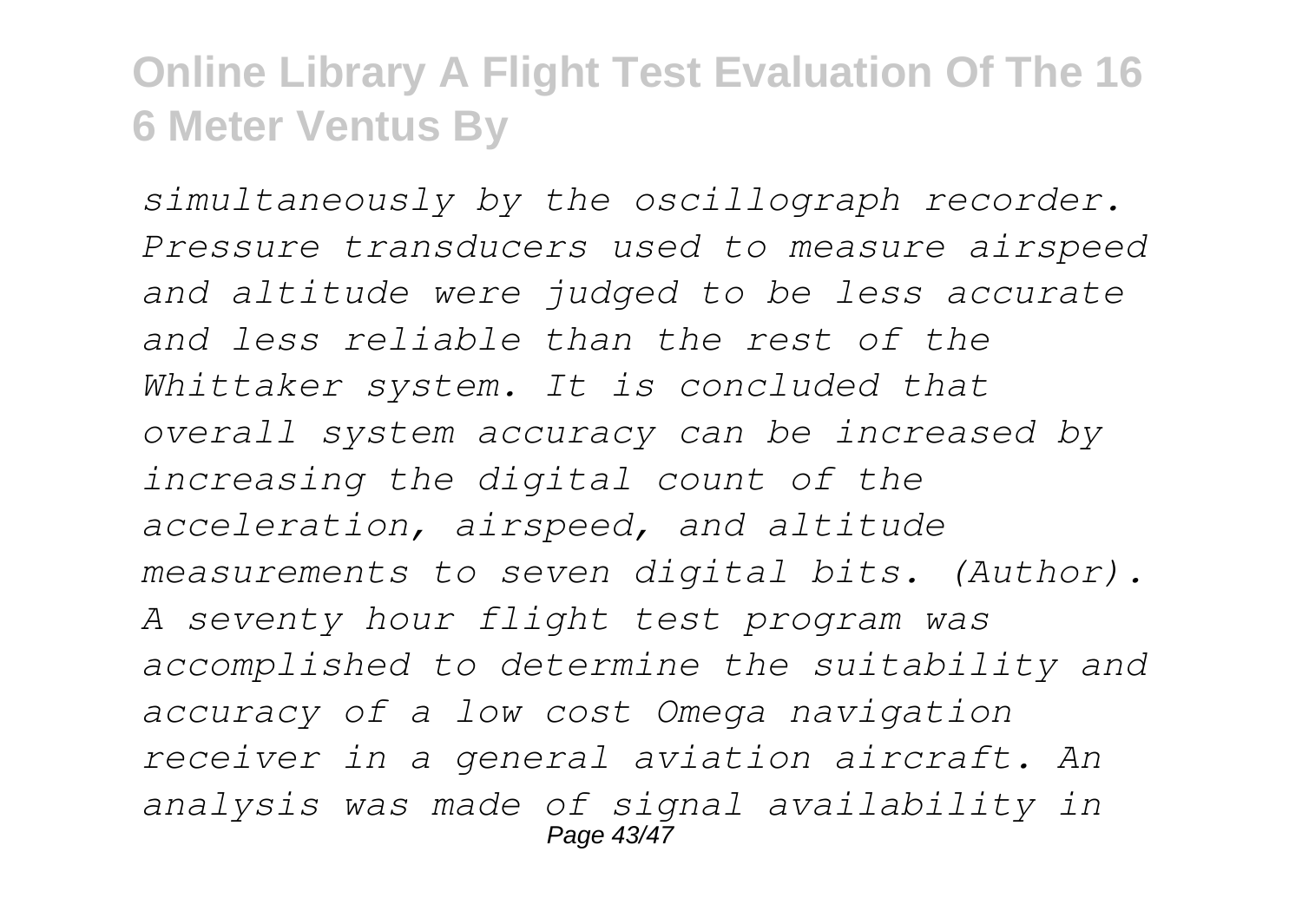*simultaneously by the oscillograph recorder. Pressure transducers used to measure airspeed and altitude were judged to be less accurate and less reliable than the rest of the Whittaker system. It is concluded that overall system accuracy can be increased by increasing the digital count of the acceleration, airspeed, and altitude measurements to seven digital bits. (Author). A seventy hour flight test program was accomplished to determine the suitability and accuracy of a low cost Omega navigation receiver in a general aviation aircraft. An analysis was made of signal availability in*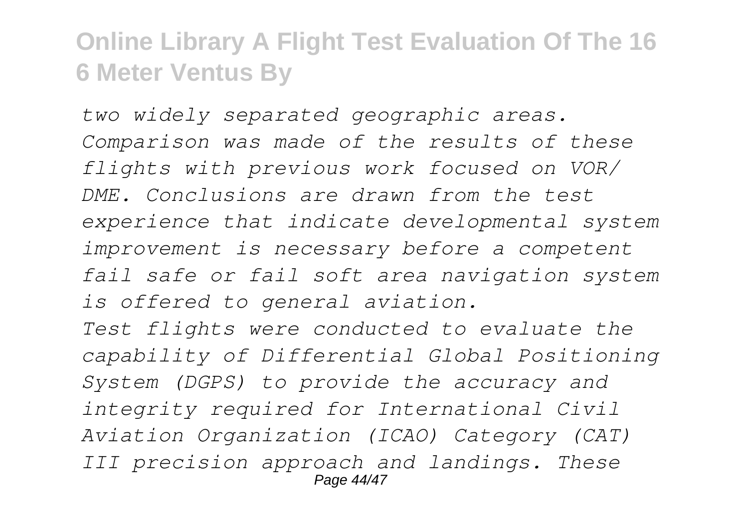*two widely separated geographic areas. Comparison was made of the results of these flights with previous work focused on VOR/ DME. Conclusions are drawn from the test experience that indicate developmental system improvement is necessary before a competent fail safe or fail soft area navigation system is offered to general aviation.*

*Test flights were conducted to evaluate the capability of Differential Global Positioning System (DGPS) to provide the accuracy and integrity required for International Civil Aviation Organization (ICAO) Category (CAT) III precision approach and landings. These*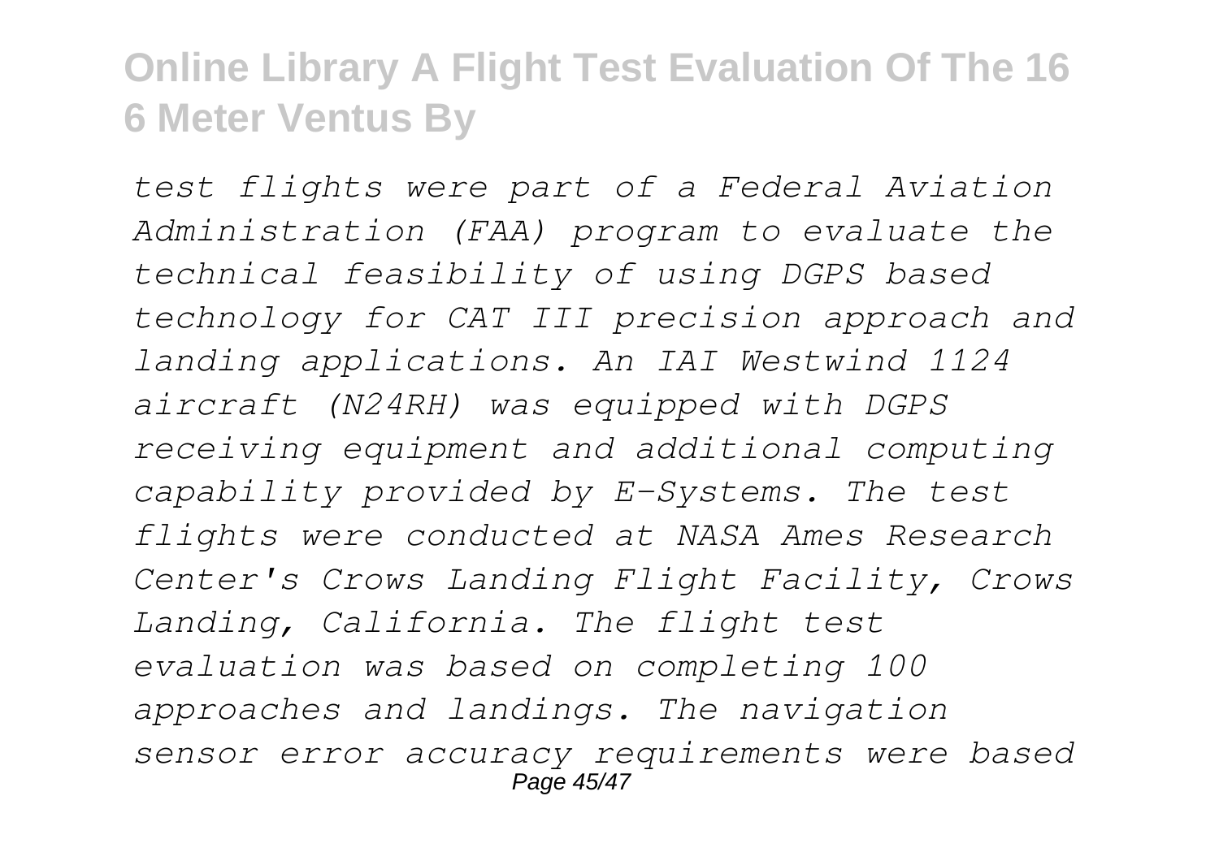*test flights were part of a Federal Aviation Administration (FAA) program to evaluate the technical feasibility of using DGPS based technology for CAT III precision approach and landing applications. An IAI Westwind 1124 aircraft (N24RH) was equipped with DGPS receiving equipment and additional computing capability provided by E-Systems. The test flights were conducted at NASA Ames Research Center's Crows Landing Flight Facility, Crows Landing, California. The flight test evaluation was based on completing 100 approaches and landings. The navigation sensor error accuracy requirements were based*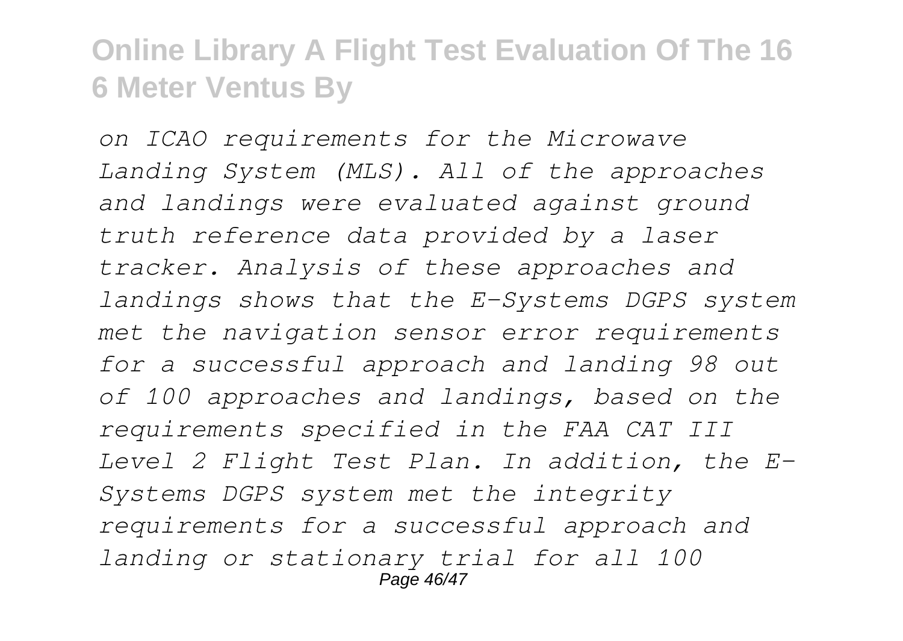*on ICAO requirements for the Microwave Landing System (MLS). All of the approaches and landings were evaluated against ground truth reference data provided by a laser tracker. Analysis of these approaches and landings shows that the E-Systems DGPS system met the navigation sensor error requirements for a successful approach and landing 98 out of 100 approaches and landings, based on the requirements specified in the FAA CAT III Level 2 Flight Test Plan. In addition, the E-Systems DGPS system met the integrity requirements for a successful approach and landing or stationary trial for all 100*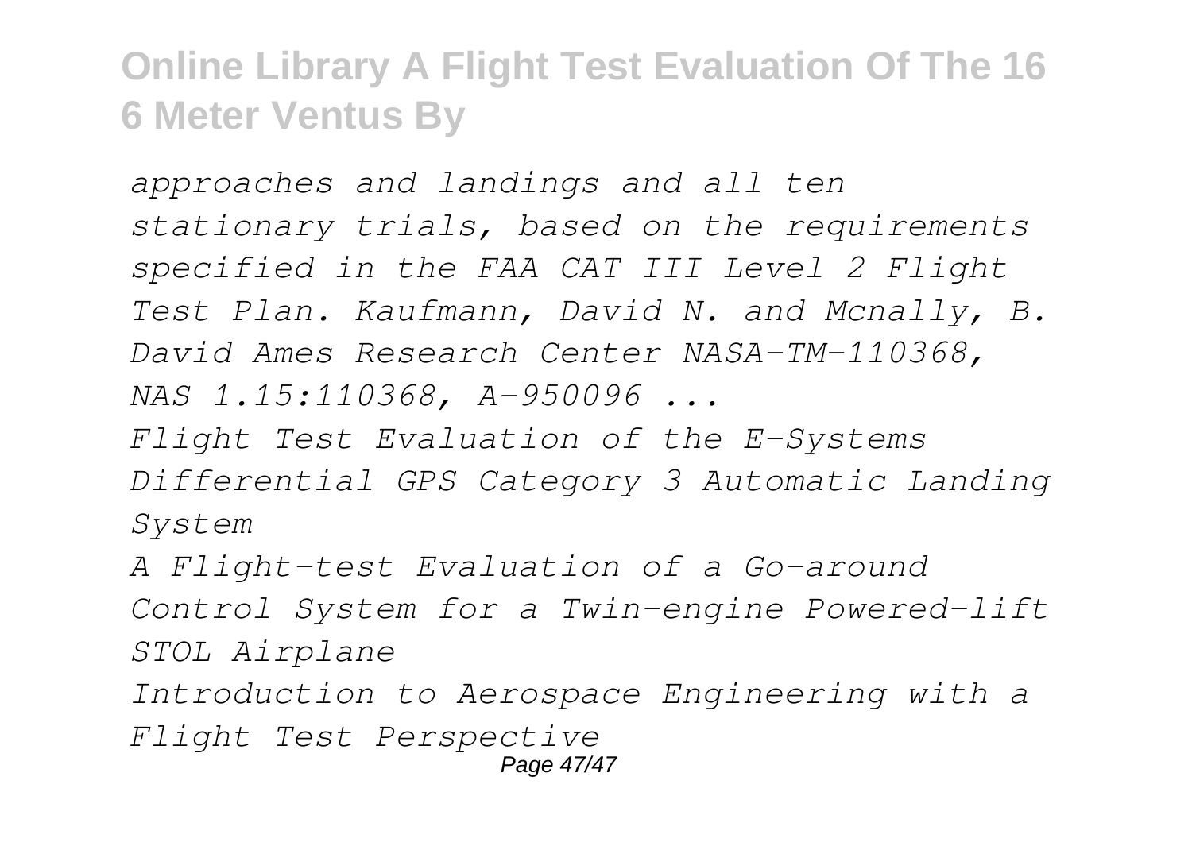*approaches and landings and all ten stationary trials, based on the requirements specified in the FAA CAT III Level 2 Flight Test Plan. Kaufmann, David N. and Mcnally, B. David Ames Research Center NASA-TM-110368, NAS 1.15:110368, A-950096 ...*

*Flight Test Evaluation of the E-Systems Differential GPS Category 3 Automatic Landing System*

*A Flight-test Evaluation of a Go-around Control System for a Twin-engine Powered-lift STOL Airplane*

*Introduction to Aerospace Engineering with a Flight Test Perspective*